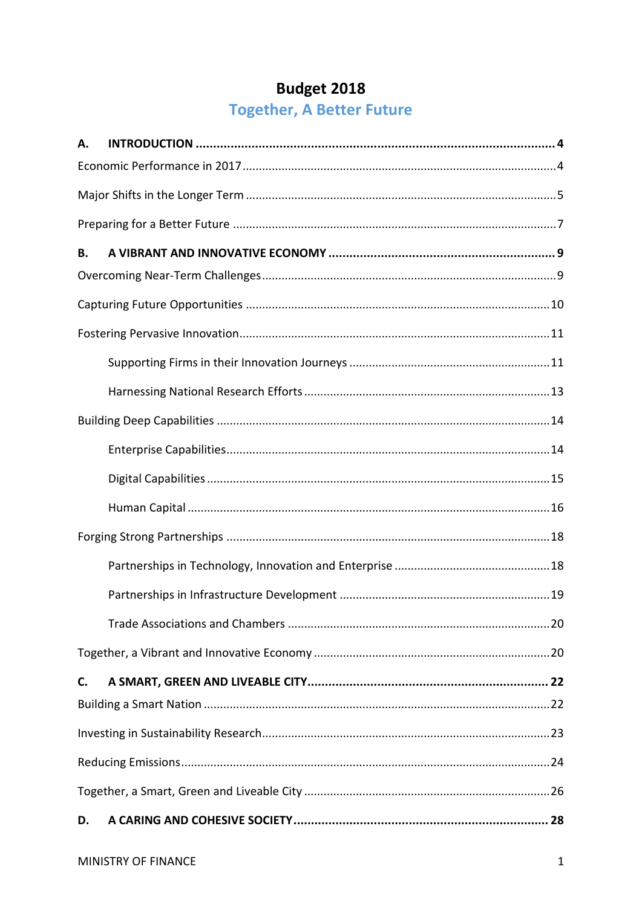# Budget 2018

## Together, A Better Future

**A. INTRODUCTION** ..... **4**

Economic Performance in 2017 ..... 4

Major Shifts in the Longer Term ..... 5

Preparing for a Better Future ..... 7

**B. A VIBRANT AND INNOVATIVE ECONOMY** ..... **9**

Overcoming Near-Term Challenges ..... 9

Capturing Future Opportunities ..... 10

Fostering Pervasive Innovation ..... 11

- Supporting Firms in their Innovation Journeys ..... 11
- Harnessing National Research Efforts ..... 13

Building Deep Capabilities ..... 14

- Enterprise Capabilities ..... 14
- Digital Capabilities ..... 15
- Human Capital ..... 16

Forging Strong Partnerships ..... 18

- Partnerships in Technology, Innovation and Enterprise ..... 18
- Partnerships in Infrastructure Development ..... 19
- Trade Associations and Chambers ..... 20

Together, a Vibrant and Innovative Economy ..... 20

**C. A SMART, GREEN AND LIVEABLE CITY** ..... **22**

Building a Smart Nation ..... 22

Investing in Sustainability Research ..... 23

Reducing Emissions ..... 24

Together, a Smart, Green and Liveable City ..... 26

**D. A CARING AND COHESIVE SOCIETY** ..... **28**

MINISTRY OF FINANCE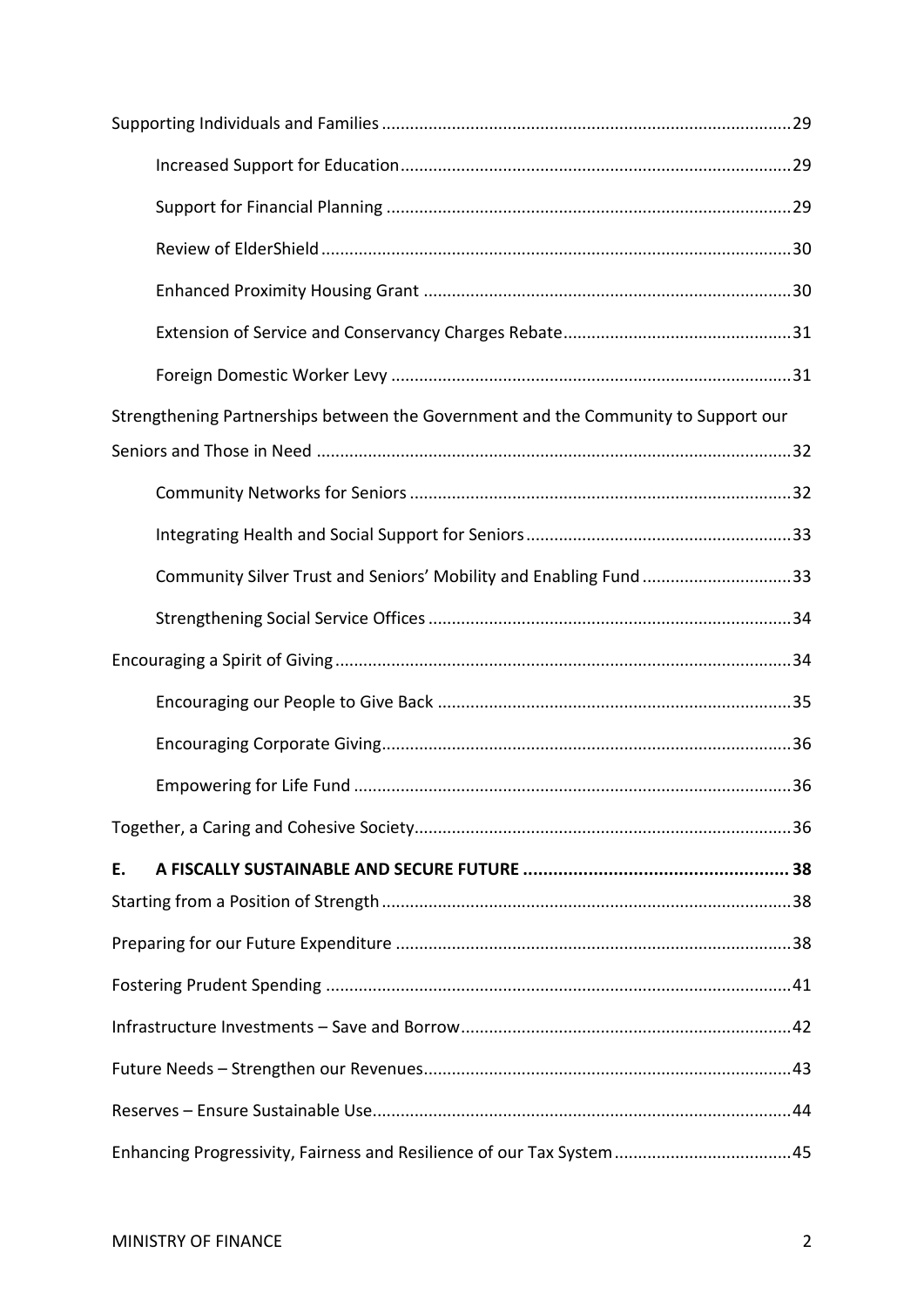Supporting Individuals and Families ....................................................................................29

- Increased Support for Education ...................................................................................29
- Support for Financial Planning .......................................................................................29
- Review of ElderShield .....................................................................................................30
- Enhanced Proximity Housing Grant ...............................................................................30
- Extension of Service and Conservancy Charges Rebate.................................................31
- Foreign Domestic Worker Levy ......................................................................................31

Strengthening Partnerships between the Government and the Community to Support our Seniors and Those in Need ....................................................................................................32

- Community Networks for Seniors ..................................................................................32
- Integrating Health and Social Support for Seniors .........................................................33
- Community Silver Trust and Seniors' Mobility and Enabling Fund ................................33
- Strengthening Social Service Offices ..............................................................................34

Encouraging a Spirit of Giving.................................................................................................34

- Encouraging our People to Give Back ............................................................................35
- Encouraging Corporate Giving........................................................................................36
- Empowering for Life Fund ..............................................................................................36

Together, a Caring and Cohesive Society................................................................................36

**E. A FISCALLY SUSTAINABLE AND SECURE FUTURE ..................................................... 38**

Starting from a Position of Strength .......................................................................................38

Preparing for our Future Expenditure ....................................................................................38

Fostering Prudent Spending ...................................................................................................41

Infrastructure Investments – Save and Borrow......................................................................42

Future Needs – Strengthen our Revenues..............................................................................43

Reserves – Ensure Sustainable Use.........................................................................................44

Enhancing Progressivity, Fairness and Resilience of our Tax System......................................45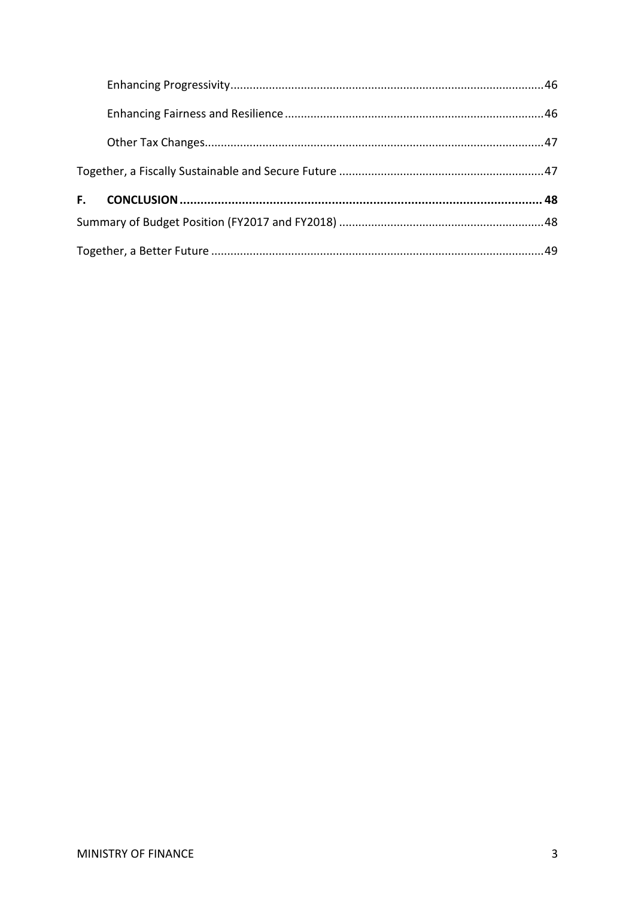Enhancing Progressivity .....46

Enhancing Fairness and Resilience .....46

Other Tax Changes .....47

Together, a Fiscally Sustainable and Secure Future .....47

**F. CONCLUSION .....48**

Summary of Budget Position (FY2017 and FY2018) .....48

Together, a Better Future .....49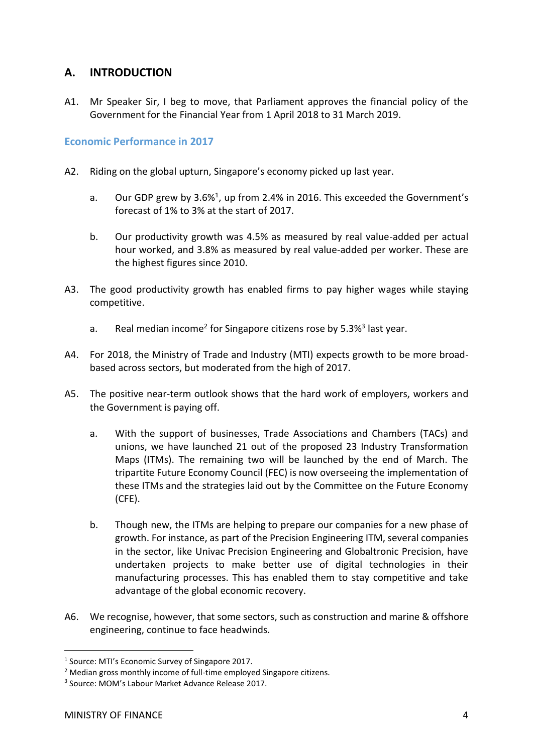## A. INTRODUCTION

A1. Mr Speaker Sir, I beg to move, that Parliament approves the financial policy of the Government for the Financial Year from 1 April 2018 to 31 March 2019.

### Economic Performance in 2017

A2. Riding on the global upturn, Singapore's economy picked up last year.

a. Our GDP grew by 3.6%[1], up from 2.4% in 2016. This exceeded the Government's forecast of 1% to 3% at the start of 2017.

b. Our productivity growth was 4.5% as measured by real value-added per actual hour worked, and 3.8% as measured by real value-added per worker. These are the highest figures since 2010.

A3. The good productivity growth has enabled firms to pay higher wages while staying competitive.

a. Real median income[2] for Singapore citizens rose by 5.3%[3] last year.

A4. For 2018, the Ministry of Trade and Industry (MTI) expects growth to be more broad-based across sectors, but moderated from the high of 2017.

A5. The positive near-term outlook shows that the hard work of employers, workers and the Government is paying off.

a. With the support of businesses, Trade Associations and Chambers (TACs) and unions, we have launched 21 out of the proposed 23 Industry Transformation Maps (ITMs). The remaining two will be launched by the end of March. The tripartite Future Economy Council (FEC) is now overseeing the implementation of these ITMs and the strategies laid out by the Committee on the Future Economy (CFE).

b. Though new, the ITMs are helping to prepare our companies for a new phase of growth. For instance, as part of the Precision Engineering ITM, several companies in the sector, like Univac Precision Engineering and Globaltronic Precision, have undertaken projects to make better use of digital technologies in their manufacturing processes. This has enabled them to stay competitive and take advantage of the global economic recovery.

A6. We recognise, however, that some sectors, such as construction and marine & offshore engineering, continue to face headwinds.

---

[1] Source: MTI's Economic Survey of Singapore 2017.

[2] Median gross monthly income of full-time employed Singapore citizens.

[3] Source: MOM's Labour Market Advance Release 2017.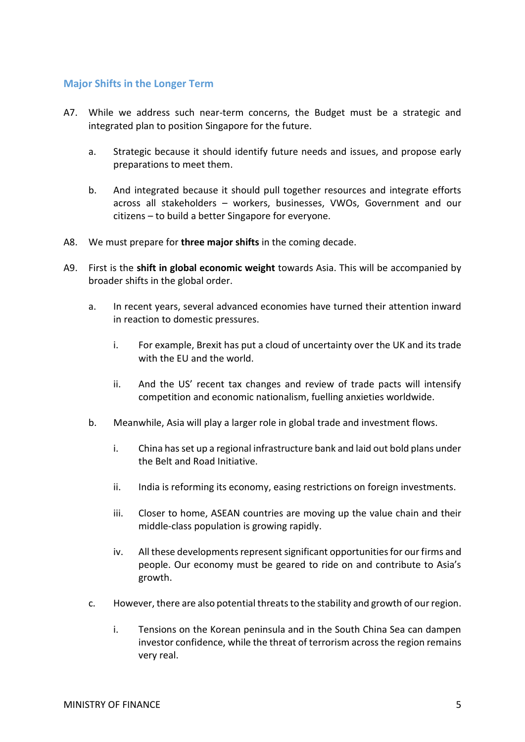## Major Shifts in the Longer Term

A7. While we address such near-term concerns, the Budget must be a strategic and integrated plan to position Singapore for the future.

  a. Strategic because it should identify future needs and issues, and propose early preparations to meet them.

  b. And integrated because it should pull together resources and integrate efforts across all stakeholders – workers, businesses, VWOs, Government and our citizens – to build a better Singapore for everyone.

A8. We must prepare for **three major shifts** in the coming decade.

A9. First is the **shift in global economic weight** towards Asia. This will be accompanied by broader shifts in the global order.

  a. In recent years, several advanced economies have turned their attention inward in reaction to domestic pressures.

    i. For example, Brexit has put a cloud of uncertainty over the UK and its trade with the EU and the world.

    ii. And the US' recent tax changes and review of trade pacts will intensify competition and economic nationalism, fuelling anxieties worldwide.

  b. Meanwhile, Asia will play a larger role in global trade and investment flows.

    i. China has set up a regional infrastructure bank and laid out bold plans under the Belt and Road Initiative.

    ii. India is reforming its economy, easing restrictions on foreign investments.

    iii. Closer to home, ASEAN countries are moving up the value chain and their middle-class population is growing rapidly.

    iv. All these developments represent significant opportunities for our firms and people. Our economy must be geared to ride on and contribute to Asia's growth.

  c. However, there are also potential threats to the stability and growth of our region.

    i. Tensions on the Korean peninsula and in the South China Sea can dampen investor confidence, while the threat of terrorism across the region remains very real.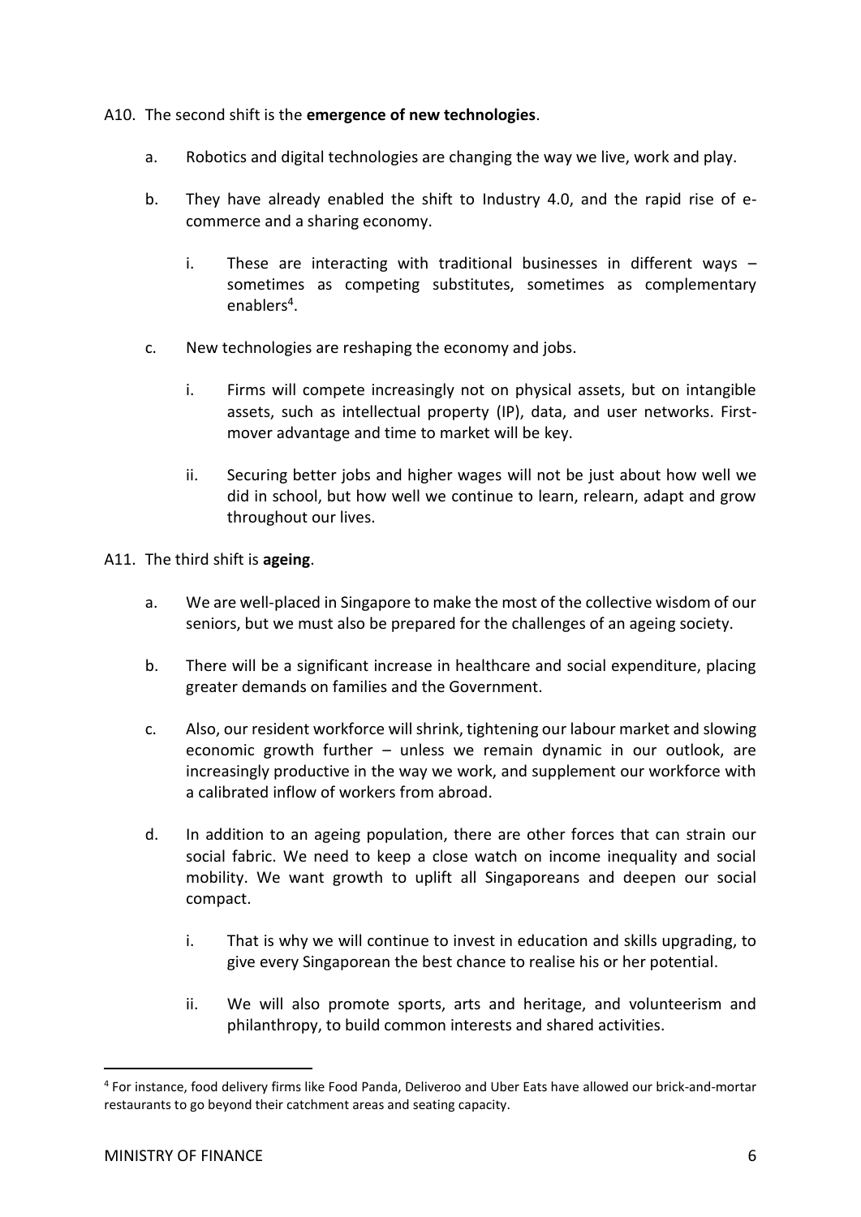A10. The second shift is the **emergence of new technologies**.

a. Robotics and digital technologies are changing the way we live, work and play.

b. They have already enabled the shift to Industry 4.0, and the rapid rise of e-commerce and a sharing economy.

   i. These are interacting with traditional businesses in different ways – sometimes as competing substitutes, sometimes as complementary enablers[4].

c. New technologies are reshaping the economy and jobs.

   i. Firms will compete increasingly not on physical assets, but on intangible assets, such as intellectual property (IP), data, and user networks. First-mover advantage and time to market will be key.

   ii. Securing better jobs and higher wages will not be just about how well we did in school, but how well we continue to learn, relearn, adapt and grow throughout our lives.

A11. The third shift is **ageing**.

a. We are well-placed in Singapore to make the most of the collective wisdom of our seniors, but we must also be prepared for the challenges of an ageing society.

b. There will be a significant increase in healthcare and social expenditure, placing greater demands on families and the Government.

c. Also, our resident workforce will shrink, tightening our labour market and slowing economic growth further – unless we remain dynamic in our outlook, are increasingly productive in the way we work, and supplement our workforce with a calibrated inflow of workers from abroad.

d. In addition to an ageing population, there are other forces that can strain our social fabric. We need to keep a close watch on income inequality and social mobility. We want growth to uplift all Singaporeans and deepen our social compact.

   i. That is why we will continue to invest in education and skills upgrading, to give every Singaporean the best chance to realise his or her potential.

   ii. We will also promote sports, arts and heritage, and volunteerism and philanthropy, to build common interests and shared activities.

---

[4] For instance, food delivery firms like Food Panda, Deliveroo and Uber Eats have allowed our brick-and-mortar restaurants to go beyond their catchment areas and seating capacity.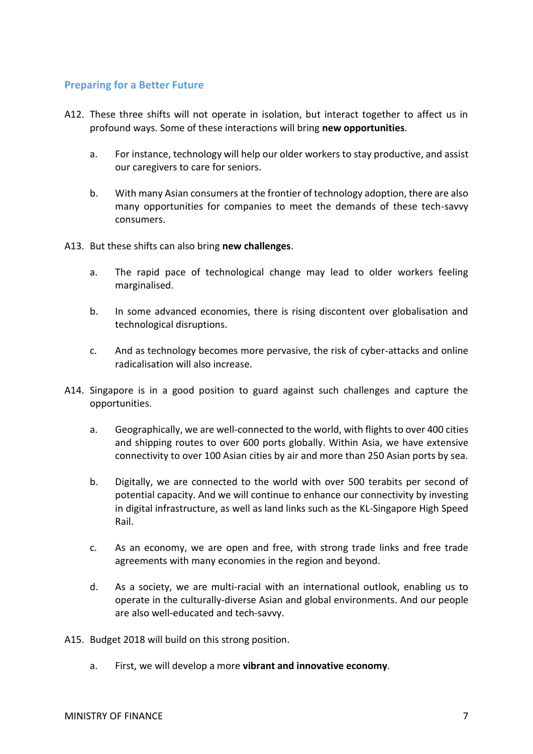## Preparing for a Better Future

A12. These three shifts will not operate in isolation, but interact together to affect us in profound ways. Some of these interactions will bring **new opportunities**.

a. For instance, technology will help our older workers to stay productive, and assist our caregivers to care for seniors.

b. With many Asian consumers at the frontier of technology adoption, there are also many opportunities for companies to meet the demands of these tech-savvy consumers.

A13. But these shifts can also bring **new challenges**.

a. The rapid pace of technological change may lead to older workers feeling marginalised.

b. In some advanced economies, there is rising discontent over globalisation and technological disruptions.

c. And as technology becomes more pervasive, the risk of cyber-attacks and online radicalisation will also increase.

A14. Singapore is in a good position to guard against such challenges and capture the opportunities.

a. Geographically, we are well-connected to the world, with flights to over 400 cities and shipping routes to over 600 ports globally. Within Asia, we have extensive connectivity to over 100 Asian cities by air and more than 250 Asian ports by sea.

b. Digitally, we are connected to the world with over 500 terabits per second of potential capacity. And we will continue to enhance our connectivity by investing in digital infrastructure, as well as land links such as the KL-Singapore High Speed Rail.

c. As an economy, we are open and free, with strong trade links and free trade agreements with many economies in the region and beyond.

d. As a society, we are multi-racial with an international outlook, enabling us to operate in the culturally-diverse Asian and global environments. And our people are also well-educated and tech-savvy.

A15. Budget 2018 will build on this strong position.

a. First, we will develop a more **vibrant and innovative economy**.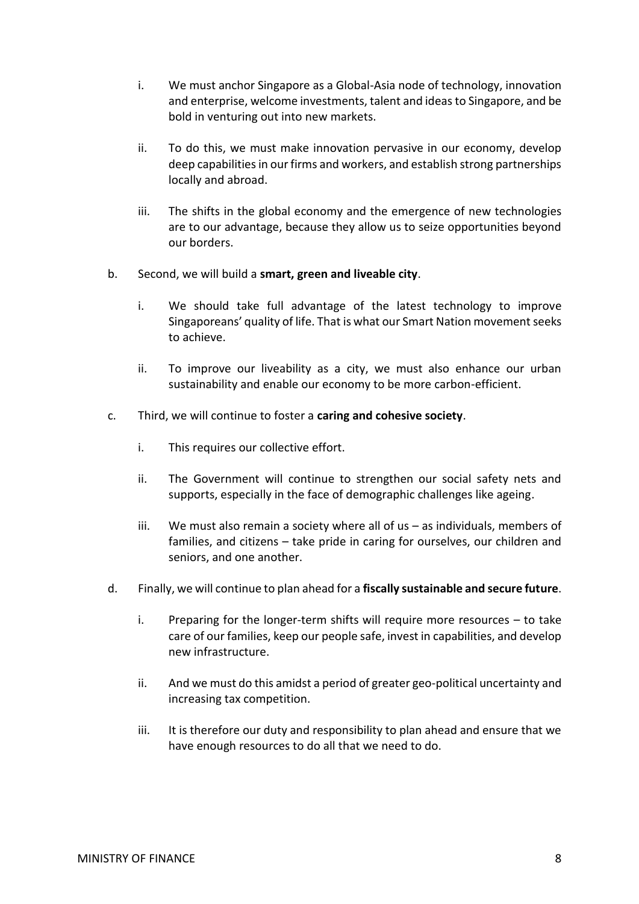i. We must anchor Singapore as a Global-Asia node of technology, innovation and enterprise, welcome investments, talent and ideas to Singapore, and be bold in venturing out into new markets.

ii. To do this, we must make innovation pervasive in our economy, develop deep capabilities in our firms and workers, and establish strong partnerships locally and abroad.

iii. The shifts in the global economy and the emergence of new technologies are to our advantage, because they allow us to seize opportunities beyond our borders.

b. Second, we will build a **smart, green and liveable city**.

i. We should take full advantage of the latest technology to improve Singaporeans' quality of life. That is what our Smart Nation movement seeks to achieve.

ii. To improve our liveability as a city, we must also enhance our urban sustainability and enable our economy to be more carbon-efficient.

c. Third, we will continue to foster a **caring and cohesive society**.

i. This requires our collective effort.

ii. The Government will continue to strengthen our social safety nets and supports, especially in the face of demographic challenges like ageing.

iii. We must also remain a society where all of us – as individuals, members of families, and citizens – take pride in caring for ourselves, our children and seniors, and one another.

d. Finally, we will continue to plan ahead for a **fiscally sustainable and secure future**.

i. Preparing for the longer-term shifts will require more resources – to take care of our families, keep our people safe, invest in capabilities, and develop new infrastructure.

ii. And we must do this amidst a period of greater geo-political uncertainty and increasing tax competition.

iii. It is therefore our duty and responsibility to plan ahead and ensure that we have enough resources to do all that we need to do.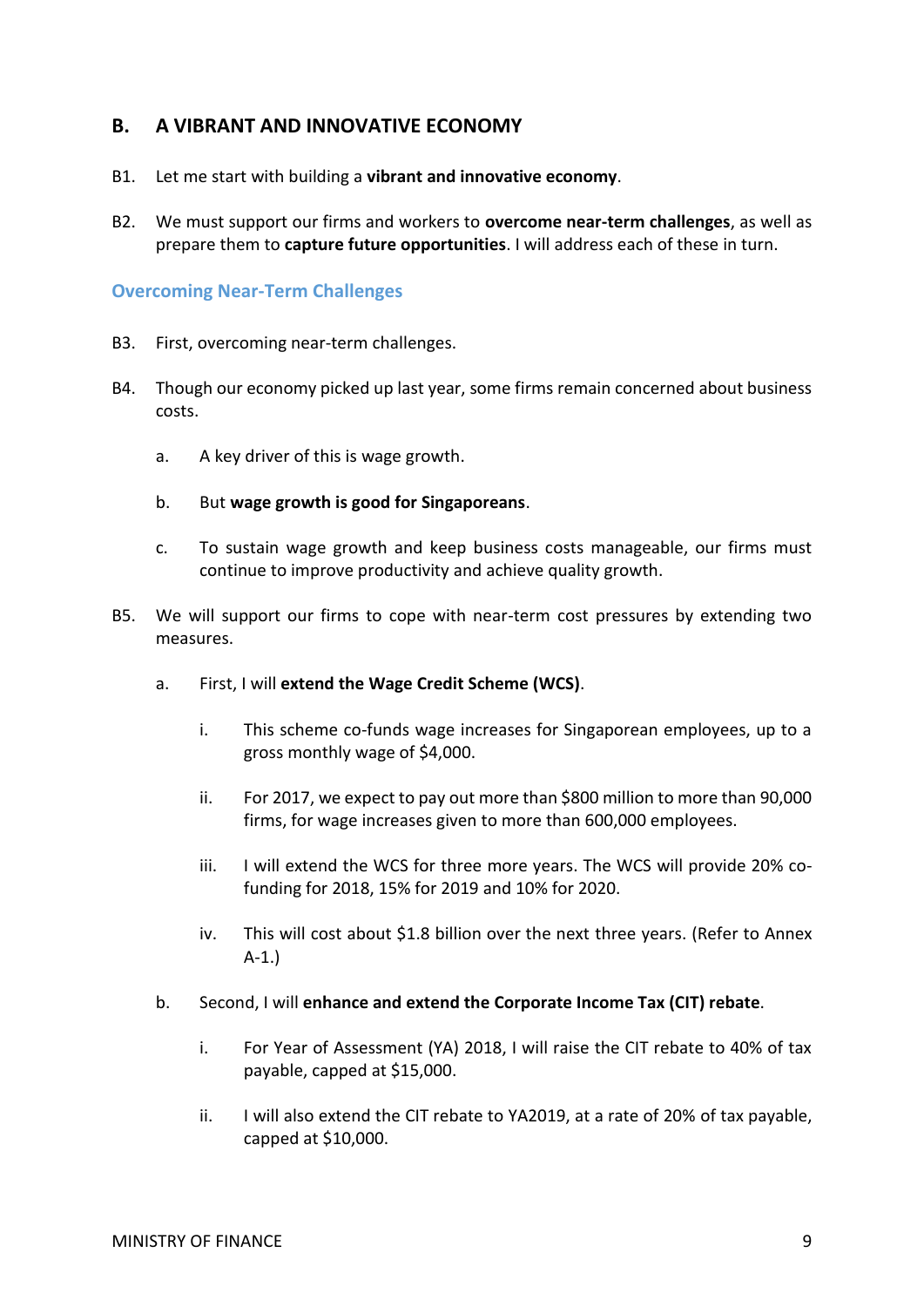## B. A VIBRANT AND INNOVATIVE ECONOMY

B1. Let me start with building a **vibrant and innovative economy**.

B2. We must support our firms and workers to **overcome near-term challenges**, as well as prepare them to **capture future opportunities**. I will address each of these in turn.

### Overcoming Near-Term Challenges

B3. First, overcoming near-term challenges.

B4. Though our economy picked up last year, some firms remain concerned about business costs.

  a. A key driver of this is wage growth.

  b. But **wage growth is good for Singaporeans**.

  c. To sustain wage growth and keep business costs manageable, our firms must continue to improve productivity and achieve quality growth.

B5. We will support our firms to cope with near-term cost pressures by extending two measures.

  a. First, I will **extend the Wage Credit Scheme (WCS)**.

    i. This scheme co-funds wage increases for Singaporean employees, up to a gross monthly wage of $4,000.

    ii. For 2017, we expect to pay out more than $800 million to more than 90,000 firms, for wage increases given to more than 600,000 employees.

    iii. I will extend the WCS for three more years. The WCS will provide 20% co-funding for 2018, 15% for 2019 and 10% for 2020.

    iv. This will cost about $1.8 billion over the next three years. (Refer to Annex A-1.)

  b. Second, I will **enhance and extend the Corporate Income Tax (CIT) rebate**.

    i. For Year of Assessment (YA) 2018, I will raise the CIT rebate to 40% of tax payable, capped at $15,000.

    ii. I will also extend the CIT rebate to YA2019, at a rate of 20% of tax payable, capped at $10,000.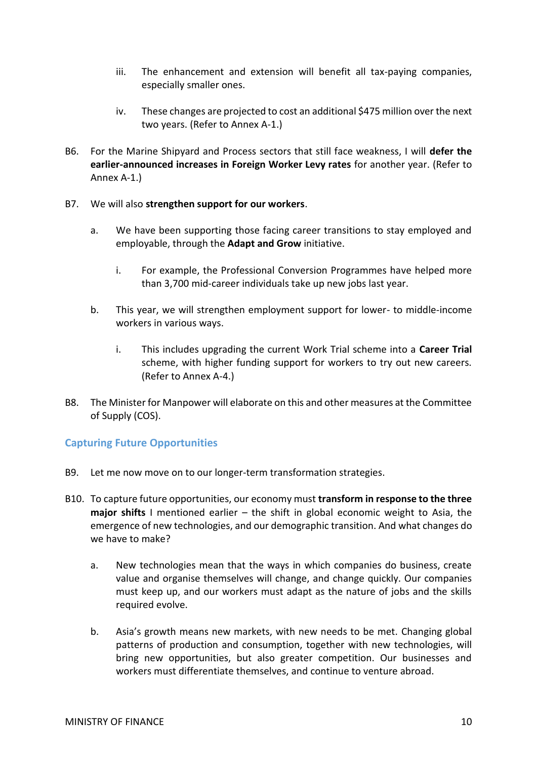iii. The enhancement and extension will benefit all tax-paying companies, especially smaller ones.

iv. These changes are projected to cost an additional $475 million over the next two years. (Refer to Annex A-1.)

B6. For the Marine Shipyard and Process sectors that still face weakness, I will **defer the earlier-announced increases in Foreign Worker Levy rates** for another year. (Refer to Annex A-1.)

B7. We will also **strengthen support for our workers**.

a. We have been supporting those facing career transitions to stay employed and employable, through the **Adapt and Grow** initiative.

i. For example, the Professional Conversion Programmes have helped more than 3,700 mid-career individuals take up new jobs last year.

b. This year, we will strengthen employment support for lower- to middle-income workers in various ways.

i. This includes upgrading the current Work Trial scheme into a **Career Trial** scheme, with higher funding support for workers to try out new careers. (Refer to Annex A-4.)

B8. The Minister for Manpower will elaborate on this and other measures at the Committee of Supply (COS).

## Capturing Future Opportunities

B9. Let me now move on to our longer-term transformation strategies.

B10. To capture future opportunities, our economy must **transform in response to the three major shifts** I mentioned earlier – the shift in global economic weight to Asia, the emergence of new technologies, and our demographic transition. And what changes do we have to make?

a. New technologies mean that the ways in which companies do business, create value and organise themselves will change, and change quickly. Our companies must keep up, and our workers must adapt as the nature of jobs and the skills required evolve.

b. Asia's growth means new markets, with new needs to be met. Changing global patterns of production and consumption, together with new technologies, will bring new opportunities, but also greater competition. Our businesses and workers must differentiate themselves, and continue to venture abroad.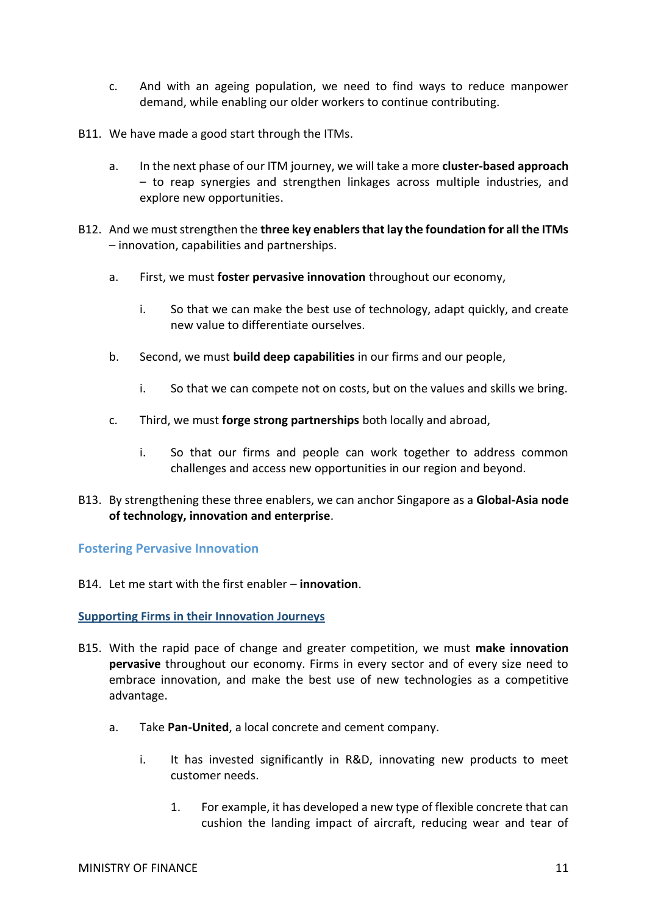c. And with an ageing population, we need to find ways to reduce manpower demand, while enabling our older workers to continue contributing.

B11. We have made a good start through the ITMs.

a. In the next phase of our ITM journey, we will take a more **cluster-based approach** – to reap synergies and strengthen linkages across multiple industries, and explore new opportunities.

B12. And we must strengthen the **three key enablers that lay the foundation for all the ITMs** – innovation, capabilities and partnerships.

a. First, we must **foster pervasive innovation** throughout our economy,

i. So that we can make the best use of technology, adapt quickly, and create new value to differentiate ourselves.

b. Second, we must **build deep capabilities** in our firms and our people,

i. So that we can compete not on costs, but on the values and skills we bring.

c. Third, we must **forge strong partnerships** both locally and abroad,

i. So that our firms and people can work together to address common challenges and access new opportunities in our region and beyond.

B13. By strengthening these three enablers, we can anchor Singapore as a **Global-Asia node of technology, innovation and enterprise**.

## Fostering Pervasive Innovation

B14. Let me start with the first enabler – **innovation**.

### Supporting Firms in their Innovation Journeys

B15. With the rapid pace of change and greater competition, we must **make innovation pervasive** throughout our economy. Firms in every sector and of every size need to embrace innovation, and make the best use of new technologies as a competitive advantage.

a. Take **Pan-United**, a local concrete and cement company.

i. It has invested significantly in R&D, innovating new products to meet customer needs.

1. For example, it has developed a new type of flexible concrete that can cushion the landing impact of aircraft, reducing wear and tear of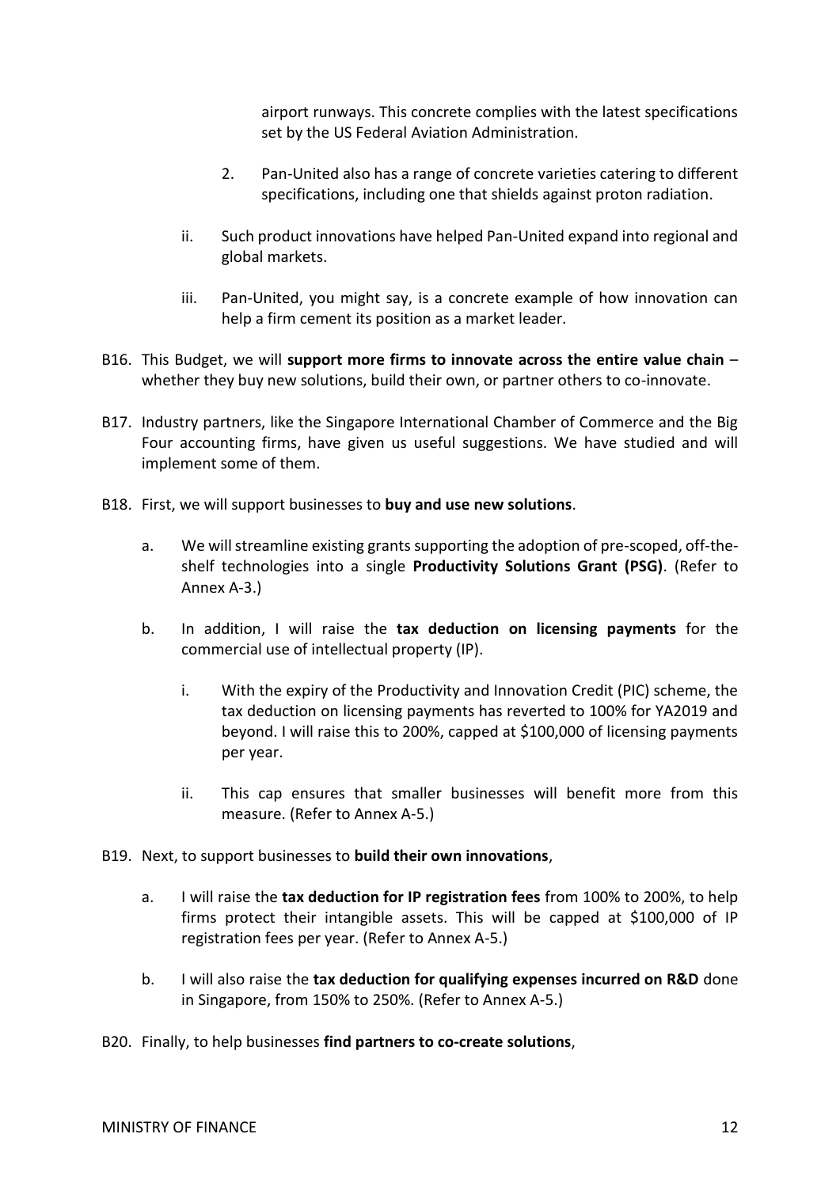airport runways. This concrete complies with the latest specifications set by the US Federal Aviation Administration.

2. Pan-United also has a range of concrete varieties catering to different specifications, including one that shields against proton radiation.

ii. Such product innovations have helped Pan-United expand into regional and global markets.

iii. Pan-United, you might say, is a concrete example of how innovation can help a firm cement its position as a market leader.

B16. This Budget, we will **support more firms to innovate across the entire value chain** – whether they buy new solutions, build their own, or partner others to co-innovate.

B17. Industry partners, like the Singapore International Chamber of Commerce and the Big Four accounting firms, have given us useful suggestions. We have studied and will implement some of them.

B18. First, we will support businesses to **buy and use new solutions**.

a. We will streamline existing grants supporting the adoption of pre-scoped, off-the-shelf technologies into a single **Productivity Solutions Grant (PSG)**. (Refer to Annex A-3.)

b. In addition, I will raise the **tax deduction on licensing payments** for the commercial use of intellectual property (IP).

i. With the expiry of the Productivity and Innovation Credit (PIC) scheme, the tax deduction on licensing payments has reverted to 100% for YA2019 and beyond. I will raise this to 200%, capped at $100,000 of licensing payments per year.

ii. This cap ensures that smaller businesses will benefit more from this measure. (Refer to Annex A-5.)

B19. Next, to support businesses to **build their own innovations**,

a. I will raise the **tax deduction for IP registration fees** from 100% to 200%, to help firms protect their intangible assets. This will be capped at $100,000 of IP registration fees per year. (Refer to Annex A-5.)

b. I will also raise the **tax deduction for qualifying expenses incurred on R&D** done in Singapore, from 150% to 250%. (Refer to Annex A-5.)

B20. Finally, to help businesses **find partners to co-create solutions**,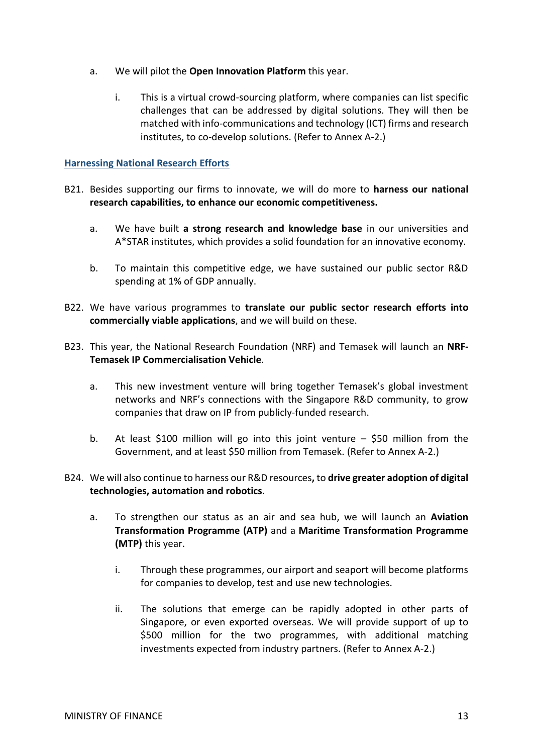a. We will pilot the **Open Innovation Platform** this year.

   i. This is a virtual crowd-sourcing platform, where companies can list specific challenges that can be addressed by digital solutions. They will then be matched with info-communications and technology (ICT) firms and research institutes, to co-develop solutions. (Refer to Annex A-2.)

## Harnessing National Research Efforts

B21. Besides supporting our firms to innovate, we will do more to **harness our national research capabilities, to enhance our economic competitiveness.**

   a. We have built **a strong research and knowledge base** in our universities and A*STAR institutes, which provides a solid foundation for an innovative economy.

   b. To maintain this competitive edge, we have sustained our public sector R&D spending at 1% of GDP annually.

B22. We have various programmes to **translate our public sector research efforts into commercially viable applications**, and we will build on these.

B23. This year, the National Research Foundation (NRF) and Temasek will launch an **NRF-Temasek IP Commercialisation Vehicle**.

   a. This new investment venture will bring together Temasek's global investment networks and NRF's connections with the Singapore R&D community, to grow companies that draw on IP from publicly-funded research.

   b. At least $100 million will go into this joint venture – $50 million from the Government, and at least $50 million from Temasek. (Refer to Annex A-2.)

B24. We will also continue to harness our R&D resources**,** to **drive greater adoption of digital technologies, automation and robotics**.

   a. To strengthen our status as an air and sea hub, we will launch an **Aviation Transformation Programme (ATP)** and a **Maritime Transformation Programme (MTP)** this year.

      i. Through these programmes, our airport and seaport will become platforms for companies to develop, test and use new technologies.

      ii. The solutions that emerge can be rapidly adopted in other parts of Singapore, or even exported overseas. We will provide support of up to $500 million for the two programmes, with additional matching investments expected from industry partners. (Refer to Annex A-2.)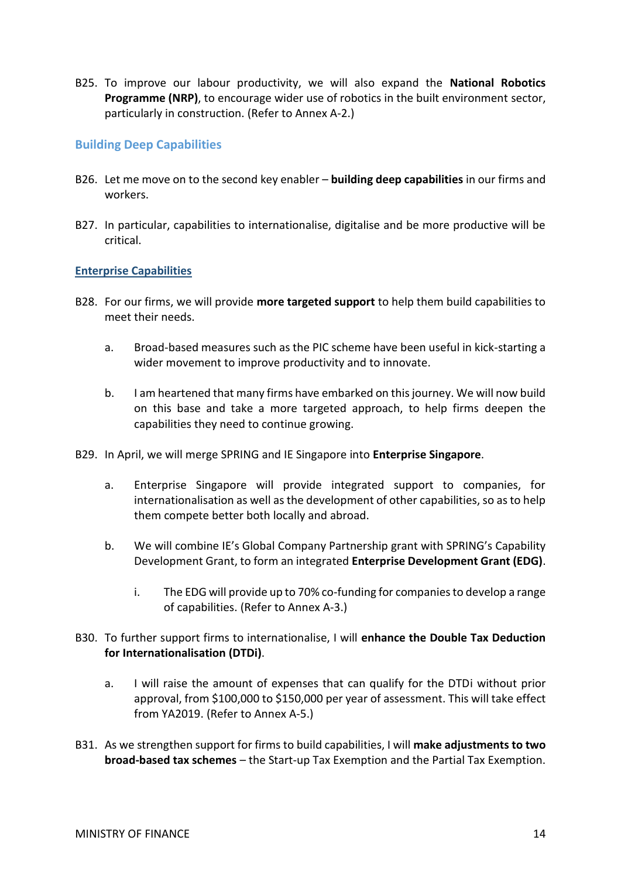B25. To improve our labour productivity, we will also expand the **National Robotics Programme (NRP)**, to encourage wider use of robotics in the built environment sector, particularly in construction. (Refer to Annex A-2.)

## Building Deep Capabilities

B26. Let me move on to the second key enabler – **building deep capabilities** in our firms and workers.

B27. In particular, capabilities to internationalise, digitalise and be more productive will be critical.

### Enterprise Capabilities

B28. For our firms, we will provide **more targeted support** to help them build capabilities to meet their needs.

a. Broad-based measures such as the PIC scheme have been useful in kick-starting a wider movement to improve productivity and to innovate.

b. I am heartened that many firms have embarked on this journey. We will now build on this base and take a more targeted approach, to help firms deepen the capabilities they need to continue growing.

B29. In April, we will merge SPRING and IE Singapore into **Enterprise Singapore**.

a. Enterprise Singapore will provide integrated support to companies, for internationalisation as well as the development of other capabilities, so as to help them compete better both locally and abroad.

b. We will combine IE's Global Company Partnership grant with SPRING's Capability Development Grant, to form an integrated **Enterprise Development Grant (EDG)**.

i. The EDG will provide up to 70% co-funding for companies to develop a range of capabilities. (Refer to Annex A-3.)

B30. To further support firms to internationalise, I will **enhance the Double Tax Deduction for Internationalisation (DTDi)**.

a. I will raise the amount of expenses that can qualify for the DTDi without prior approval, from $100,000 to $150,000 per year of assessment. This will take effect from YA2019. (Refer to Annex A-5.)

B31. As we strengthen support for firms to build capabilities, I will **make adjustments to two broad-based tax schemes** – the Start-up Tax Exemption and the Partial Tax Exemption.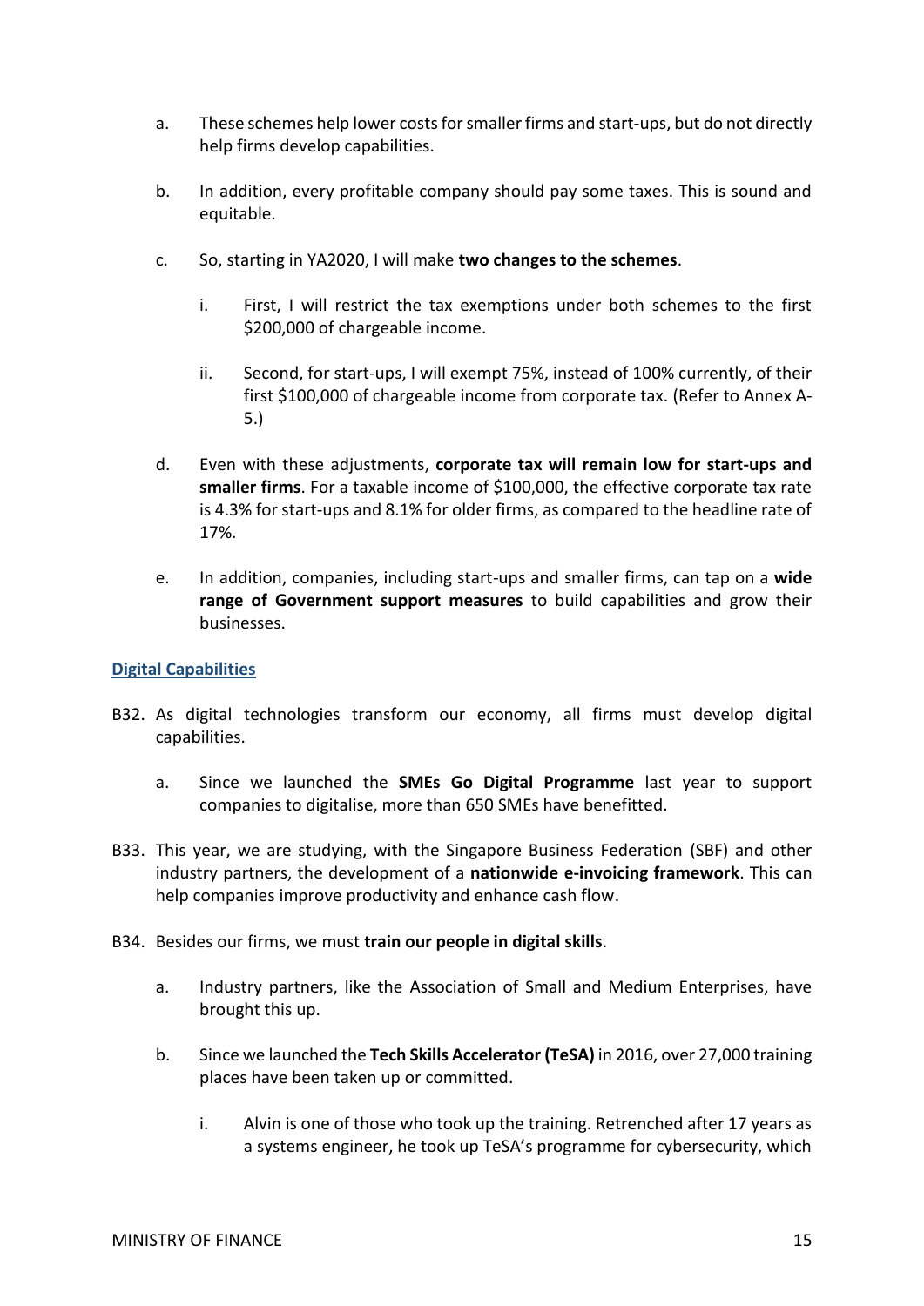a. These schemes help lower costs for smaller firms and start-ups, but do not directly help firms develop capabilities.

b. In addition, every profitable company should pay some taxes. This is sound and equitable.

c. So, starting in YA2020, I will make **two changes to the schemes**.

   i. First, I will restrict the tax exemptions under both schemes to the first $200,000 of chargeable income.

   ii. Second, for start-ups, I will exempt 75%, instead of 100% currently, of their first $100,000 of chargeable income from corporate tax. (Refer to Annex A-5.)

d. Even with these adjustments, **corporate tax will remain low for start-ups and smaller firms**. For a taxable income of $100,000, the effective corporate tax rate is 4.3% for start-ups and 8.1% for older firms, as compared to the headline rate of 17%.

e. In addition, companies, including start-ups and smaller firms, can tap on a **wide range of Government support measures** to build capabilities and grow their businesses.

## Digital Capabilities

B32. As digital technologies transform our economy, all firms must develop digital capabilities.

a. Since we launched the **SMEs Go Digital Programme** last year to support companies to digitalise, more than 650 SMEs have benefitted.

B33. This year, we are studying, with the Singapore Business Federation (SBF) and other industry partners, the development of a **nationwide e-invoicing framework**. This can help companies improve productivity and enhance cash flow.

B34. Besides our firms, we must **train our people in digital skills**.

a. Industry partners, like the Association of Small and Medium Enterprises, have brought this up.

b. Since we launched the **Tech Skills Accelerator (TeSA)** in 2016, over 27,000 training places have been taken up or committed.

   i. Alvin is one of those who took up the training. Retrenched after 17 years as a systems engineer, he took up TeSA's programme for cybersecurity, which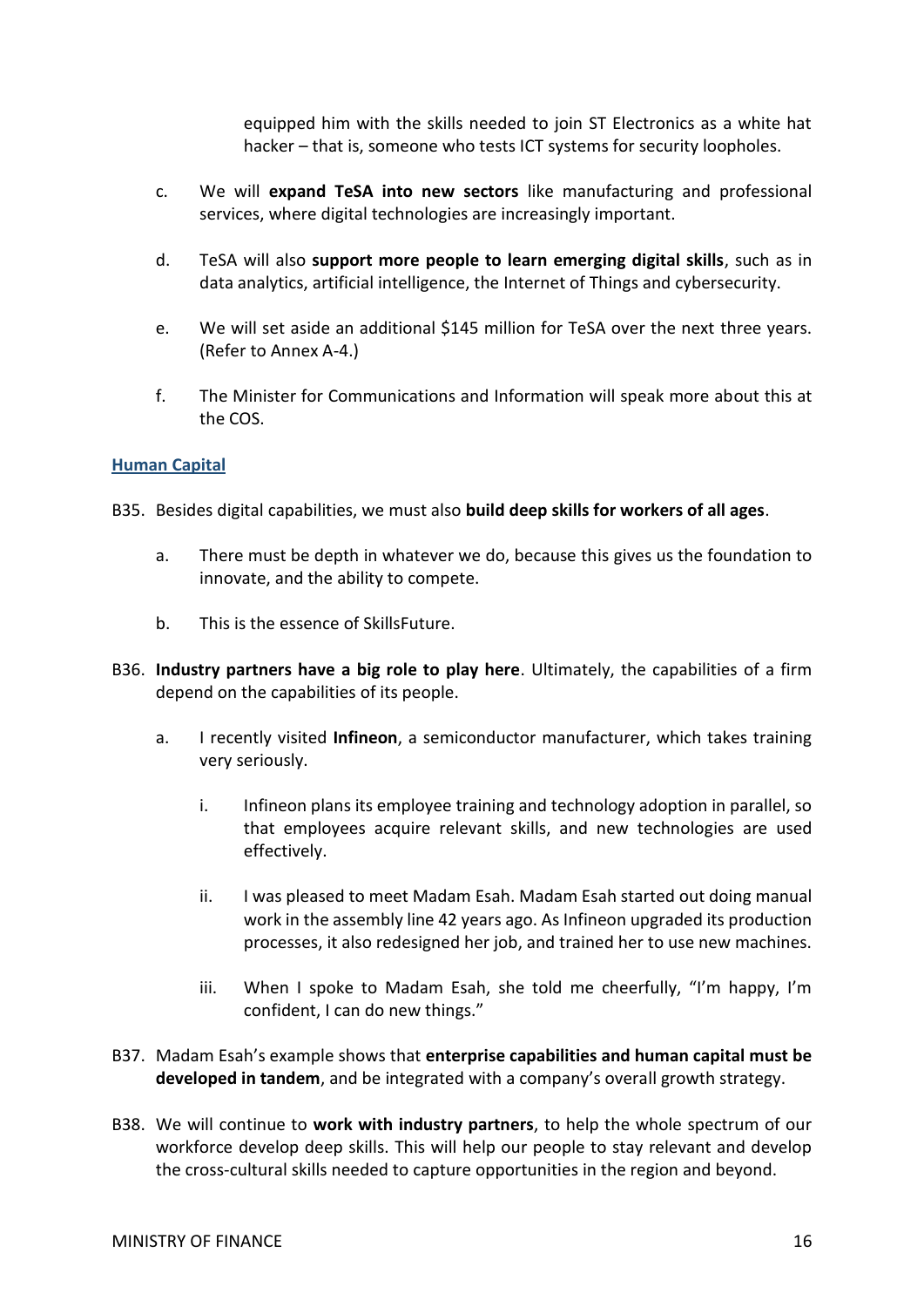equipped him with the skills needed to join ST Electronics as a white hat hacker – that is, someone who tests ICT systems for security loopholes.

c. We will **expand TeSA into new sectors** like manufacturing and professional services, where digital technologies are increasingly important.

d. TeSA will also **support more people to learn emerging digital skills**, such as in data analytics, artificial intelligence, the Internet of Things and cybersecurity.

e. We will set aside an additional $145 million for TeSA over the next three years. (Refer to Annex A-4.)

f. The Minister for Communications and Information will speak more about this at the COS.

## Human Capital

B35. Besides digital capabilities, we must also **build deep skills for workers of all ages**.

a. There must be depth in whatever we do, because this gives us the foundation to innovate, and the ability to compete.

b. This is the essence of SkillsFuture.

B36. **Industry partners have a big role to play here**. Ultimately, the capabilities of a firm depend on the capabilities of its people.

a. I recently visited **Infineon**, a semiconductor manufacturer, which takes training very seriously.

i. Infineon plans its employee training and technology adoption in parallel, so that employees acquire relevant skills, and new technologies are used effectively.

ii. I was pleased to meet Madam Esah. Madam Esah started out doing manual work in the assembly line 42 years ago. As Infineon upgraded its production processes, it also redesigned her job, and trained her to use new machines.

iii. When I spoke to Madam Esah, she told me cheerfully, "I'm happy, I'm confident, I can do new things."

B37. Madam Esah's example shows that **enterprise capabilities and human capital must be developed in tandem**, and be integrated with a company's overall growth strategy.

B38. We will continue to **work with industry partners**, to help the whole spectrum of our workforce develop deep skills. This will help our people to stay relevant and develop the cross-cultural skills needed to capture opportunities in the region and beyond.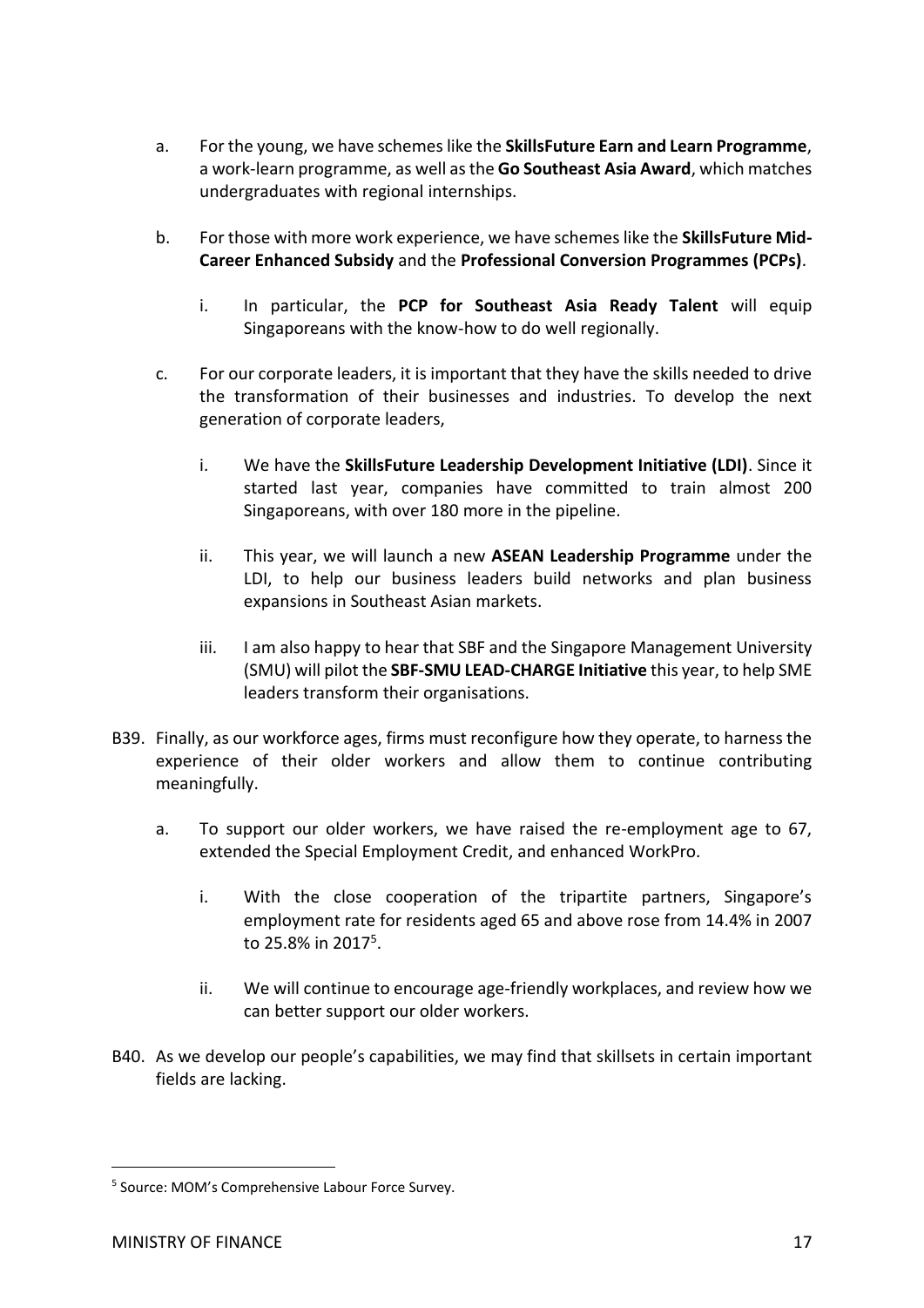a. For the young, we have schemes like the **SkillsFuture Earn and Learn Programme**, a work-learn programme, as well as the **Go Southeast Asia Award**, which matches undergraduates with regional internships.

b. For those with more work experience, we have schemes like the **SkillsFuture Mid-Career Enhanced Subsidy** and the **Professional Conversion Programmes (PCPs)**.

   i. In particular, the **PCP for Southeast Asia Ready Talent** will equip Singaporeans with the know-how to do well regionally.

c. For our corporate leaders, it is important that they have the skills needed to drive the transformation of their businesses and industries. To develop the next generation of corporate leaders,

   i. We have the **SkillsFuture Leadership Development Initiative (LDI)**. Since it started last year, companies have committed to train almost 200 Singaporeans, with over 180 more in the pipeline.

   ii. This year, we will launch a new **ASEAN Leadership Programme** under the LDI, to help our business leaders build networks and plan business expansions in Southeast Asian markets.

   iii. I am also happy to hear that SBF and the Singapore Management University (SMU) will pilot the **SBF-SMU LEAD-CHARGE Initiative** this year, to help SME leaders transform their organisations.

B39. Finally, as our workforce ages, firms must reconfigure how they operate, to harness the experience of their older workers and allow them to continue contributing meaningfully.

a. To support our older workers, we have raised the re-employment age to 67, extended the Special Employment Credit, and enhanced WorkPro.

   i. With the close cooperation of the tripartite partners, Singapore's employment rate for residents aged 65 and above rose from 14.4% in 2007 to 25.8% in 2017[5].

   ii. We will continue to encourage age-friendly workplaces, and review how we can better support our older workers.

B40. As we develop our people's capabilities, we may find that skillsets in certain important fields are lacking.

---

[5] Source: MOM's Comprehensive Labour Force Survey.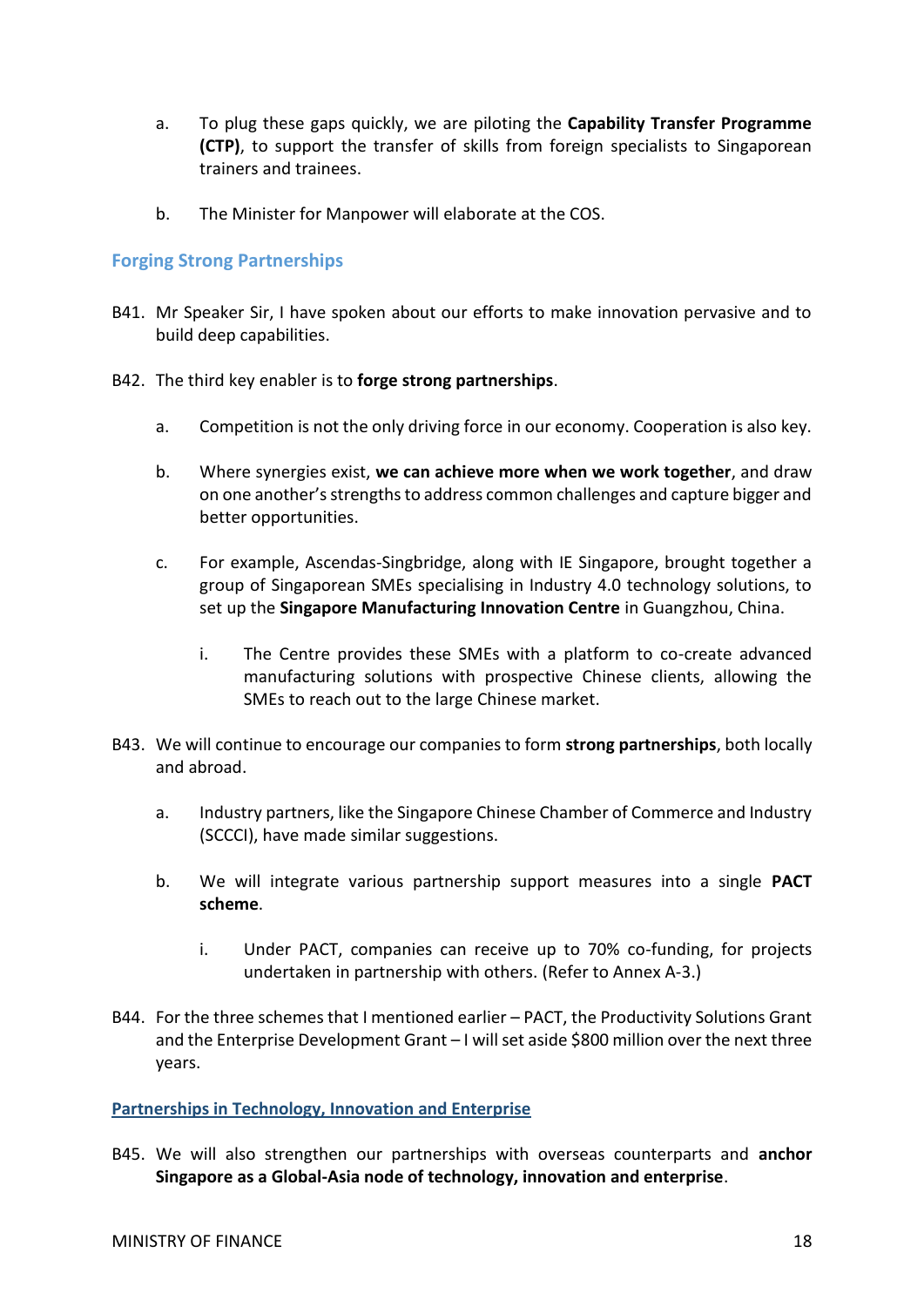a. To plug these gaps quickly, we are piloting the **Capability Transfer Programme (CTP)**, to support the transfer of skills from foreign specialists to Singaporean trainers and trainees.

b. The Minister for Manpower will elaborate at the COS.

## Forging Strong Partnerships

B41. Mr Speaker Sir, I have spoken about our efforts to make innovation pervasive and to build deep capabilities.

B42. The third key enabler is to **forge strong partnerships**.

a. Competition is not the only driving force in our economy. Cooperation is also key.

b. Where synergies exist, **we can achieve more when we work together**, and draw on one another's strengths to address common challenges and capture bigger and better opportunities.

c. For example, Ascendas-Singbridge, along with IE Singapore, brought together a group of Singaporean SMEs specialising in Industry 4.0 technology solutions, to set up the **Singapore Manufacturing Innovation Centre** in Guangzhou, China.

i. The Centre provides these SMEs with a platform to co-create advanced manufacturing solutions with prospective Chinese clients, allowing the SMEs to reach out to the large Chinese market.

B43. We will continue to encourage our companies to form **strong partnerships**, both locally and abroad.

a. Industry partners, like the Singapore Chinese Chamber of Commerce and Industry (SCCCI), have made similar suggestions.

b. We will integrate various partnership support measures into a single **PACT scheme**.

i. Under PACT, companies can receive up to 70% co-funding, for projects undertaken in partnership with others. (Refer to Annex A-3.)

B44. For the three schemes that I mentioned earlier – PACT, the Productivity Solutions Grant and the Enterprise Development Grant – I will set aside $800 million over the next three years.

### Partnerships in Technology, Innovation and Enterprise

B45. We will also strengthen our partnerships with overseas counterparts and **anchor Singapore as a Global-Asia node of technology, innovation and enterprise**.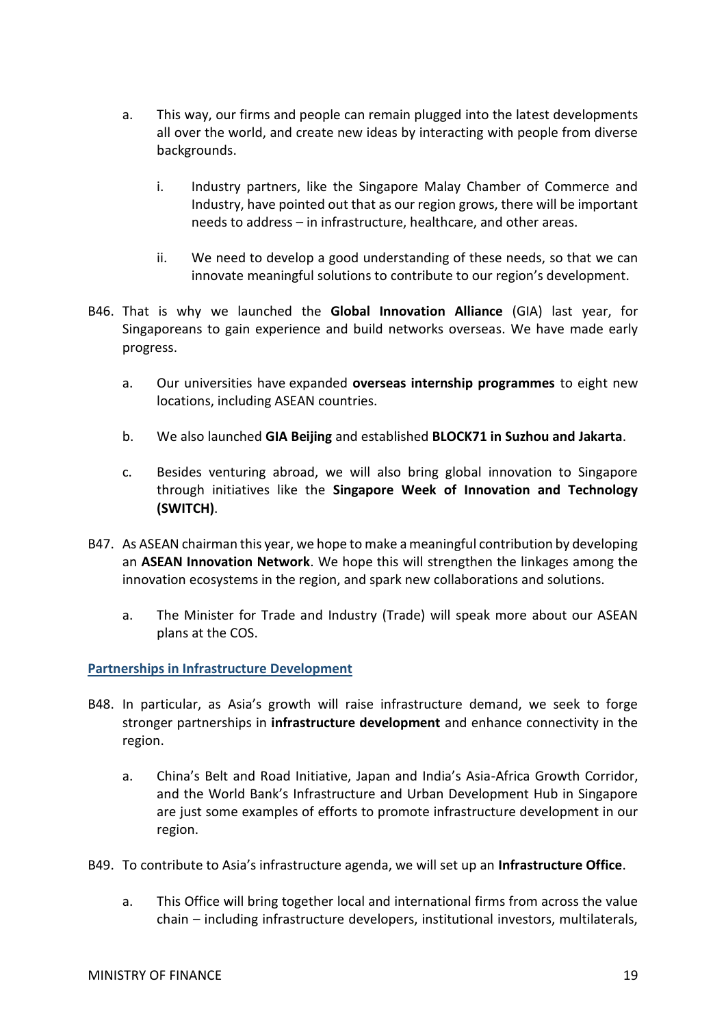a. This way, our firms and people can remain plugged into the latest developments all over the world, and create new ideas by interacting with people from diverse backgrounds.

   i. Industry partners, like the Singapore Malay Chamber of Commerce and Industry, have pointed out that as our region grows, there will be important needs to address – in infrastructure, healthcare, and other areas.

   ii. We need to develop a good understanding of these needs, so that we can innovate meaningful solutions to contribute to our region's development.

B46. That is why we launched the **Global Innovation Alliance** (GIA) last year, for Singaporeans to gain experience and build networks overseas. We have made early progress.

a. Our universities have expanded **overseas internship programmes** to eight new locations, including ASEAN countries.

b. We also launched **GIA Beijing** and established **BLOCK71 in Suzhou and Jakarta**.

c. Besides venturing abroad, we will also bring global innovation to Singapore through initiatives like the **Singapore Week of Innovation and Technology (SWITCH)**.

B47. As ASEAN chairman this year, we hope to make a meaningful contribution by developing an **ASEAN Innovation Network**. We hope this will strengthen the linkages among the innovation ecosystems in the region, and spark new collaborations and solutions.

a. The Minister for Trade and Industry (Trade) will speak more about our ASEAN plans at the COS.

### Partnerships in Infrastructure Development

B48. In particular, as Asia's growth will raise infrastructure demand, we seek to forge stronger partnerships in **infrastructure development** and enhance connectivity in the region.

a. China's Belt and Road Initiative, Japan and India's Asia-Africa Growth Corridor, and the World Bank's Infrastructure and Urban Development Hub in Singapore are just some examples of efforts to promote infrastructure development in our region.

B49. To contribute to Asia's infrastructure agenda, we will set up an **Infrastructure Office**.

a. This Office will bring together local and international firms from across the value chain – including infrastructure developers, institutional investors, multilaterals,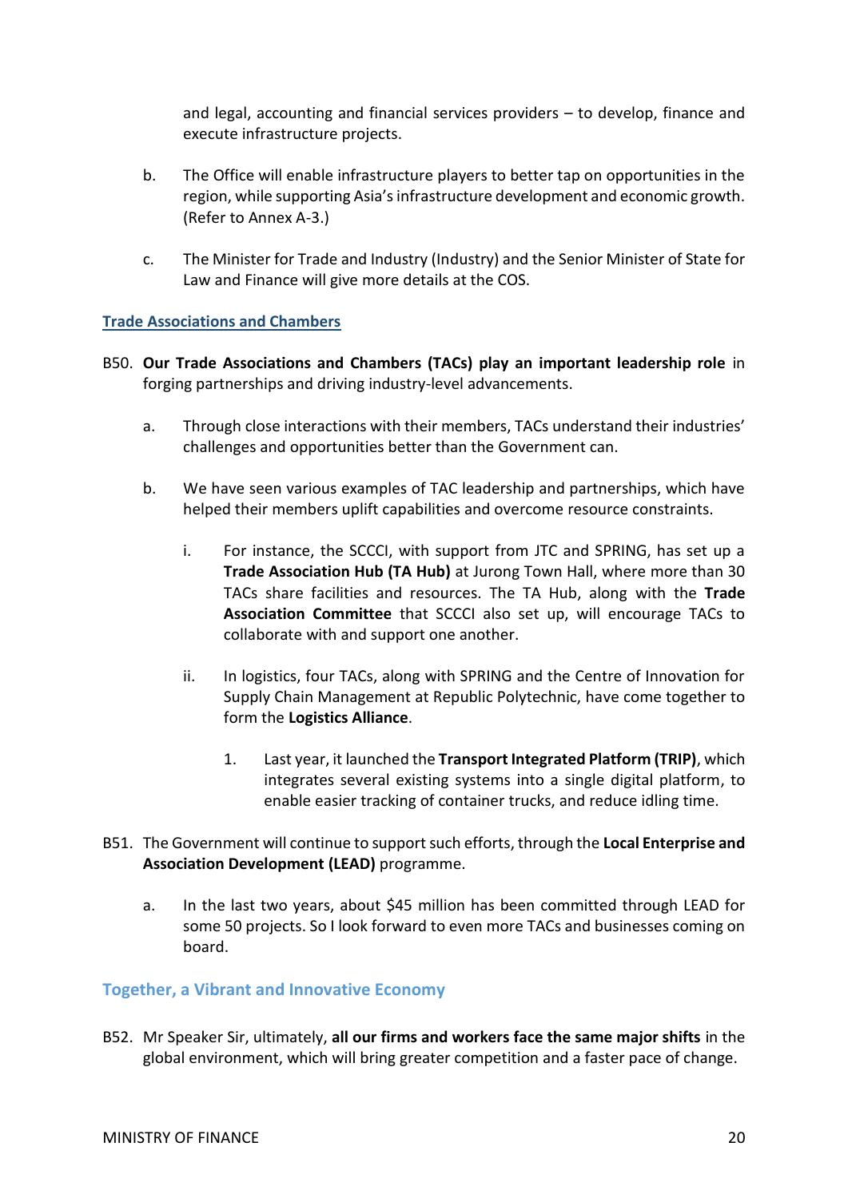and legal, accounting and financial services providers – to develop, finance and execute infrastructure projects.

b. The Office will enable infrastructure players to better tap on opportunities in the region, while supporting Asia's infrastructure development and economic growth. (Refer to Annex A-3.)

c. The Minister for Trade and Industry (Industry) and the Senior Minister of State for Law and Finance will give more details at the COS.

### Trade Associations and Chambers

B50. **Our Trade Associations and Chambers (TACs) play an important leadership role** in forging partnerships and driving industry-level advancements.

a. Through close interactions with their members, TACs understand their industries' challenges and opportunities better than the Government can.

b. We have seen various examples of TAC leadership and partnerships, which have helped their members uplift capabilities and overcome resource constraints.

i. For instance, the SCCCI, with support from JTC and SPRING, has set up a **Trade Association Hub (TA Hub)** at Jurong Town Hall, where more than 30 TACs share facilities and resources. The TA Hub, along with the **Trade Association Committee** that SCCCI also set up, will encourage TACs to collaborate with and support one another.

ii. In logistics, four TACs, along with SPRING and the Centre of Innovation for Supply Chain Management at Republic Polytechnic, have come together to form the **Logistics Alliance**.

1. Last year, it launched the **Transport Integrated Platform (TRIP)**, which integrates several existing systems into a single digital platform, to enable easier tracking of container trucks, and reduce idling time.

B51. The Government will continue to support such efforts, through the **Local Enterprise and Association Development (LEAD)** programme.

a. In the last two years, about $45 million has been committed through LEAD for some 50 projects. So I look forward to even more TACs and businesses coming on board.

## Together, a Vibrant and Innovative Economy

B52. Mr Speaker Sir, ultimately, **all our firms and workers face the same major shifts** in the global environment, which will bring greater competition and a faster pace of change.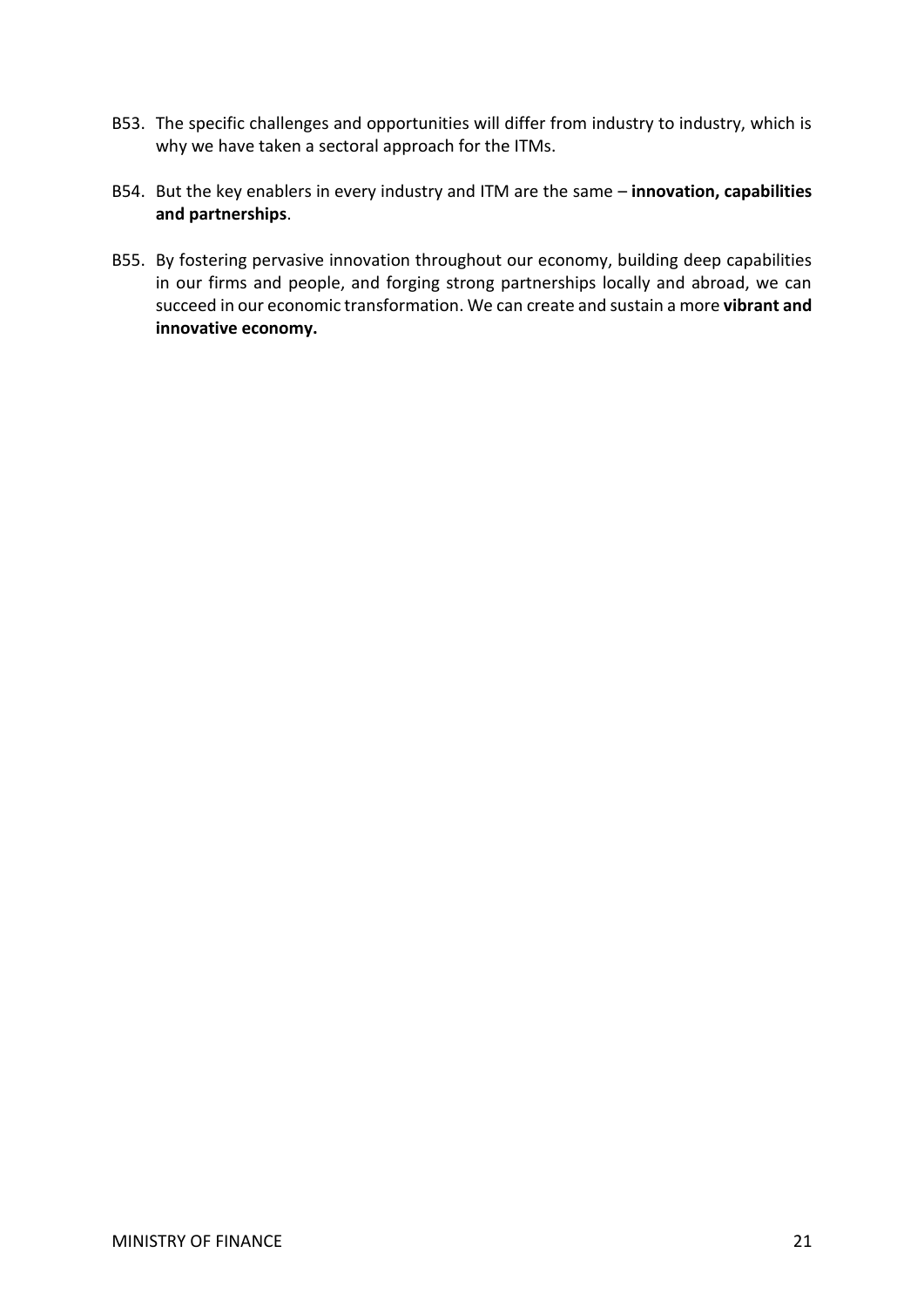B53. The specific challenges and opportunities will differ from industry to industry, which is why we have taken a sectoral approach for the ITMs.

B54. But the key enablers in every industry and ITM are the same – **innovation, capabilities and partnerships**.

B55. By fostering pervasive innovation throughout our economy, building deep capabilities in our firms and people, and forging strong partnerships locally and abroad, we can succeed in our economic transformation. We can create and sustain a more **vibrant and innovative economy.**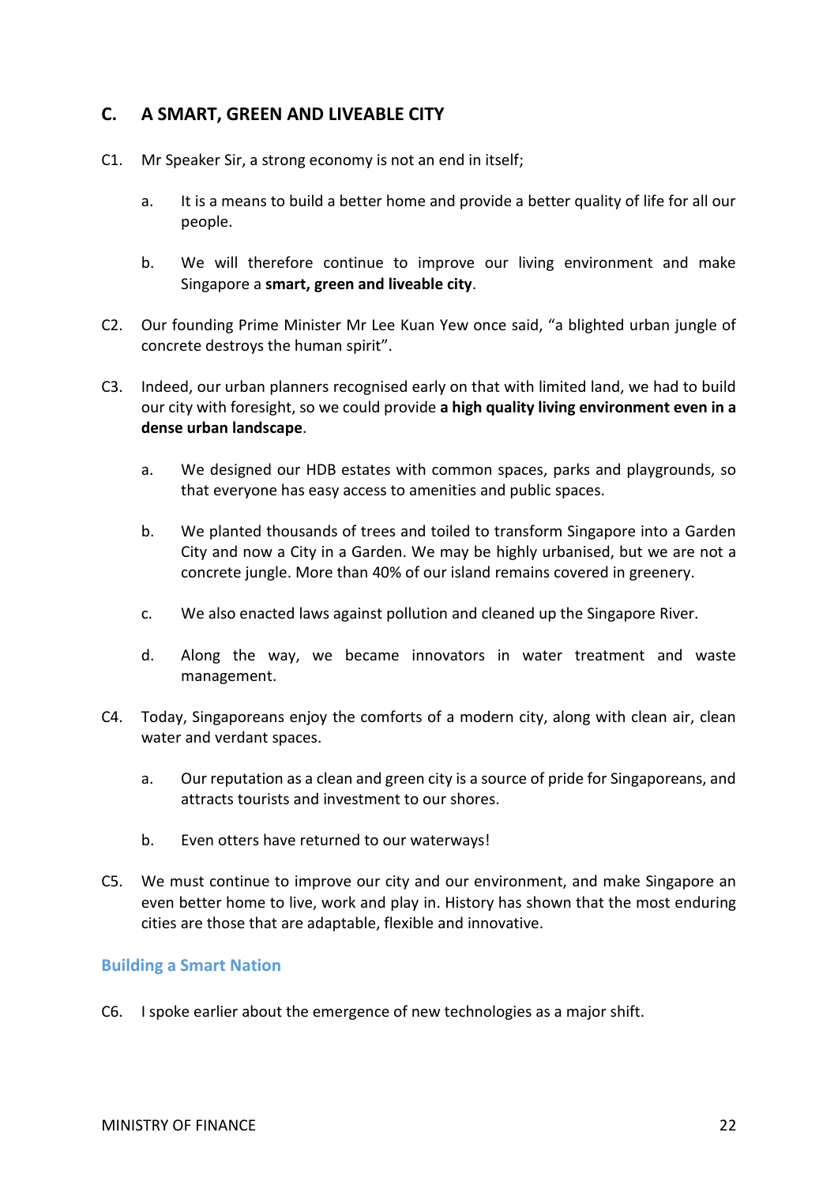## C. A SMART, GREEN AND LIVEABLE CITY

C1. Mr Speaker Sir, a strong economy is not an end in itself;

- a. It is a means to build a better home and provide a better quality of life for all our people.
- b. We will therefore continue to improve our living environment and make Singapore a **smart, green and liveable city**.

C2. Our founding Prime Minister Mr Lee Kuan Yew once said, "a blighted urban jungle of concrete destroys the human spirit".

C3. Indeed, our urban planners recognised early on that with limited land, we had to build our city with foresight, so we could provide **a high quality living environment even in a dense urban landscape**.

- a. We designed our HDB estates with common spaces, parks and playgrounds, so that everyone has easy access to amenities and public spaces.
- b. We planted thousands of trees and toiled to transform Singapore into a Garden City and now a City in a Garden. We may be highly urbanised, but we are not a concrete jungle. More than 40% of our island remains covered in greenery.
- c. We also enacted laws against pollution and cleaned up the Singapore River.
- d. Along the way, we became innovators in water treatment and waste management.

C4. Today, Singaporeans enjoy the comforts of a modern city, along with clean air, clean water and verdant spaces.

- a. Our reputation as a clean and green city is a source of pride for Singaporeans, and attracts tourists and investment to our shores.
- b. Even otters have returned to our waterways!

C5. We must continue to improve our city and our environment, and make Singapore an even better home to live, work and play in. History has shown that the most enduring cities are those that are adaptable, flexible and innovative.

### Building a Smart Nation

C6. I spoke earlier about the emergence of new technologies as a major shift.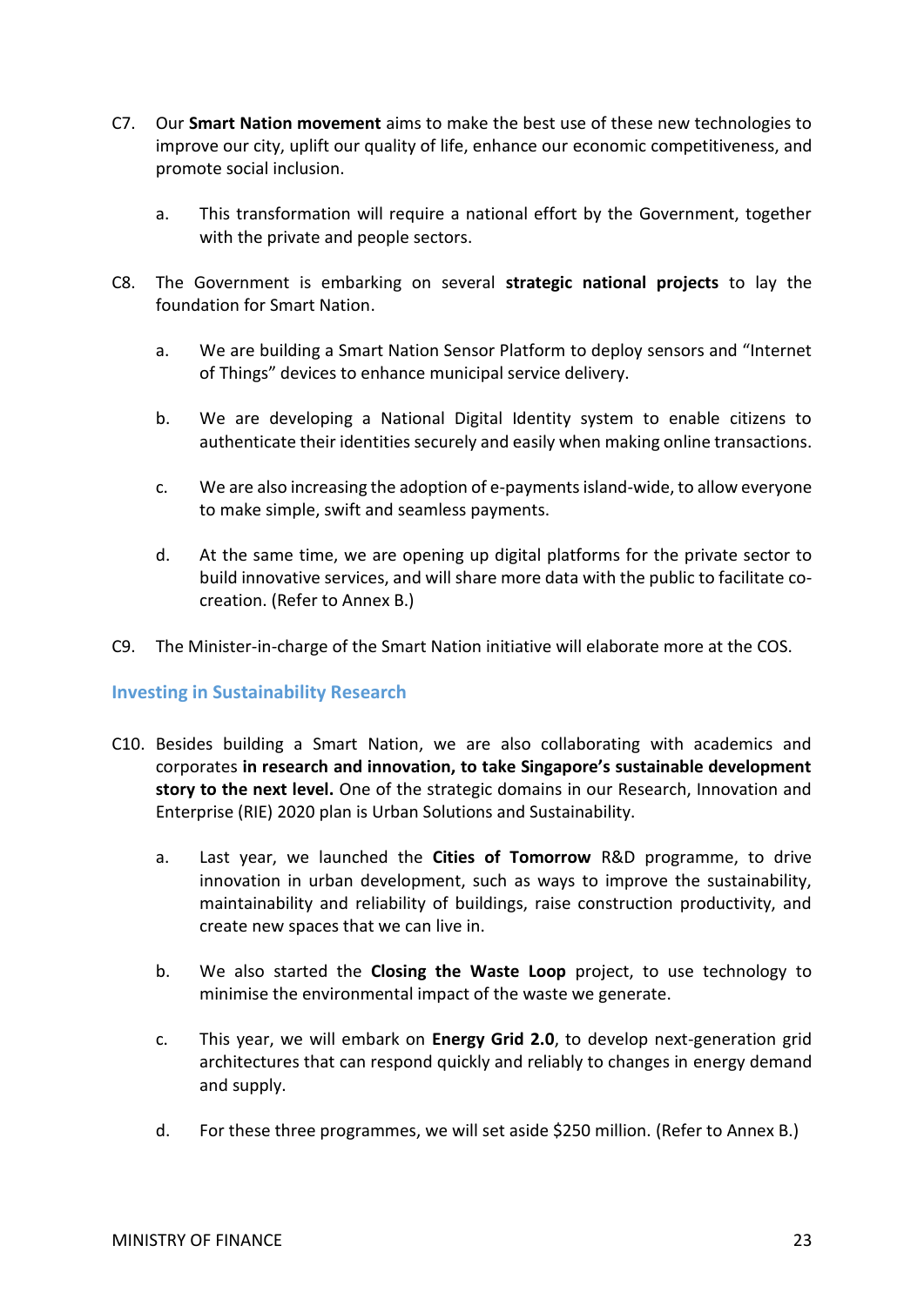C7. Our **Smart Nation movement** aims to make the best use of these new technologies to improve our city, uplift our quality of life, enhance our economic competitiveness, and promote social inclusion.

  a. This transformation will require a national effort by the Government, together with the private and people sectors.

C8. The Government is embarking on several **strategic national projects** to lay the foundation for Smart Nation.

  a. We are building a Smart Nation Sensor Platform to deploy sensors and "Internet of Things" devices to enhance municipal service delivery.

  b. We are developing a National Digital Identity system to enable citizens to authenticate their identities securely and easily when making online transactions.

  c. We are also increasing the adoption of e-payments island-wide, to allow everyone to make simple, swift and seamless payments.

  d. At the same time, we are opening up digital platforms for the private sector to build innovative services, and will share more data with the public to facilitate co-creation. (Refer to Annex B.)

C9. The Minister-in-charge of the Smart Nation initiative will elaborate more at the COS.

## Investing in Sustainability Research

C10. Besides building a Smart Nation, we are also collaborating with academics and corporates **in research and innovation, to take Singapore's sustainable development story to the next level.** One of the strategic domains in our Research, Innovation and Enterprise (RIE) 2020 plan is Urban Solutions and Sustainability.

  a. Last year, we launched the **Cities of Tomorrow** R&D programme, to drive innovation in urban development, such as ways to improve the sustainability, maintainability and reliability of buildings, raise construction productivity, and create new spaces that we can live in.

  b. We also started the **Closing the Waste Loop** project, to use technology to minimise the environmental impact of the waste we generate.

  c. This year, we will embark on **Energy Grid 2.0**, to develop next-generation grid architectures that can respond quickly and reliably to changes in energy demand and supply.

  d. For these three programmes, we will set aside $250 million. (Refer to Annex B.)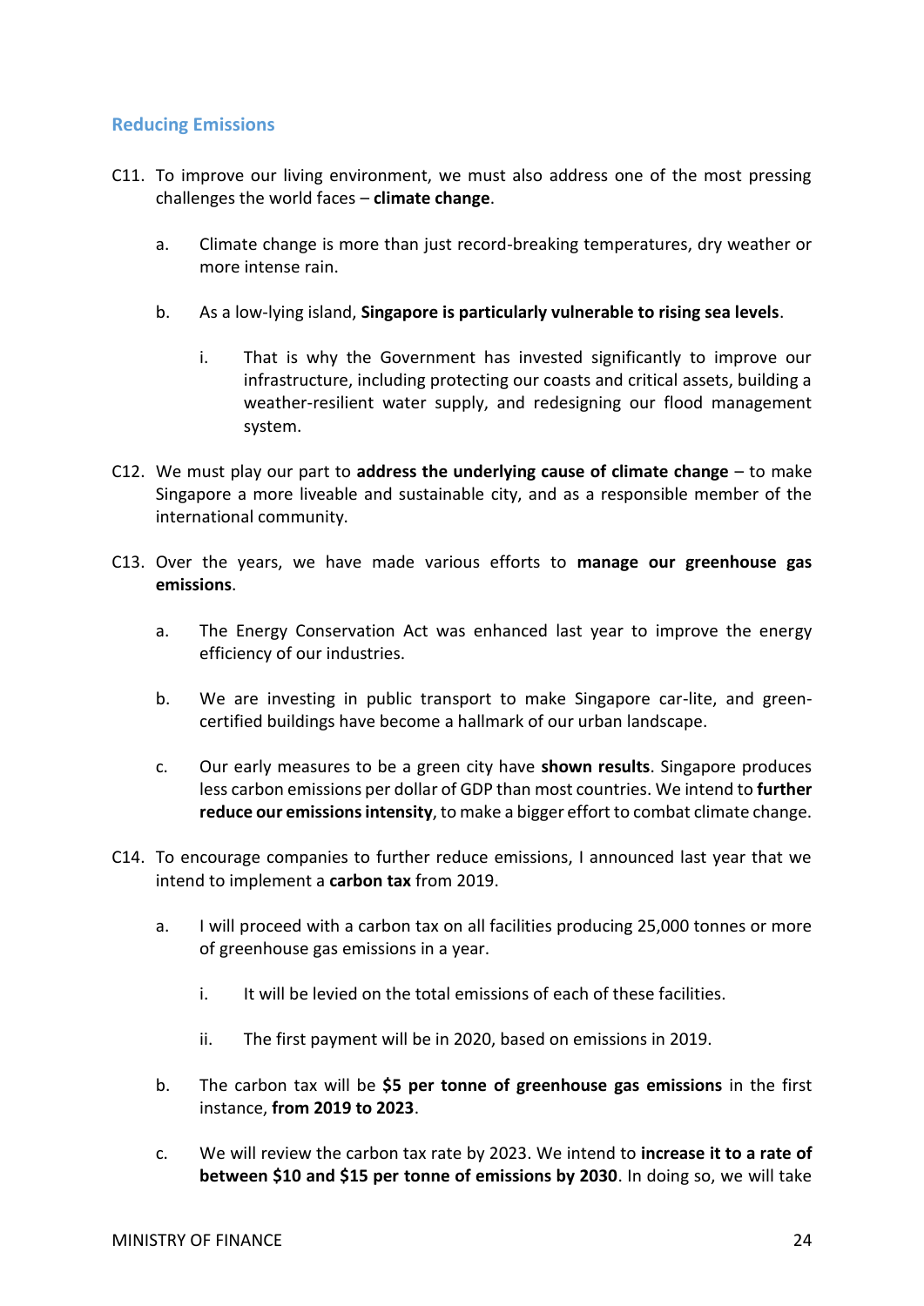## Reducing Emissions

C11. To improve our living environment, we must also address one of the most pressing challenges the world faces – **climate change**.

  a. Climate change is more than just record-breaking temperatures, dry weather or more intense rain.

  b. As a low-lying island, **Singapore is particularly vulnerable to rising sea levels**.

    i. That is why the Government has invested significantly to improve our infrastructure, including protecting our coasts and critical assets, building a weather-resilient water supply, and redesigning our flood management system.

C12. We must play our part to **address the underlying cause of climate change** – to make Singapore a more liveable and sustainable city, and as a responsible member of the international community.

C13. Over the years, we have made various efforts to **manage our greenhouse gas emissions**.

  a. The Energy Conservation Act was enhanced last year to improve the energy efficiency of our industries.

  b. We are investing in public transport to make Singapore car-lite, and green-certified buildings have become a hallmark of our urban landscape.

  c. Our early measures to be a green city have **shown results**. Singapore produces less carbon emissions per dollar of GDP than most countries. We intend to **further reduce our emissions intensity**, to make a bigger effort to combat climate change.

C14. To encourage companies to further reduce emissions, I announced last year that we intend to implement a **carbon tax** from 2019.

  a. I will proceed with a carbon tax on all facilities producing 25,000 tonnes or more of greenhouse gas emissions in a year.

    i. It will be levied on the total emissions of each of these facilities.

    ii. The first payment will be in 2020, based on emissions in 2019.

  b. The carbon tax will be **$5 per tonne of greenhouse gas emissions** in the first instance, **from 2019 to 2023**.

  c. We will review the carbon tax rate by 2023. We intend to **increase it to a rate of between $10 and $15 per tonne of emissions by 2030**. In doing so, we will take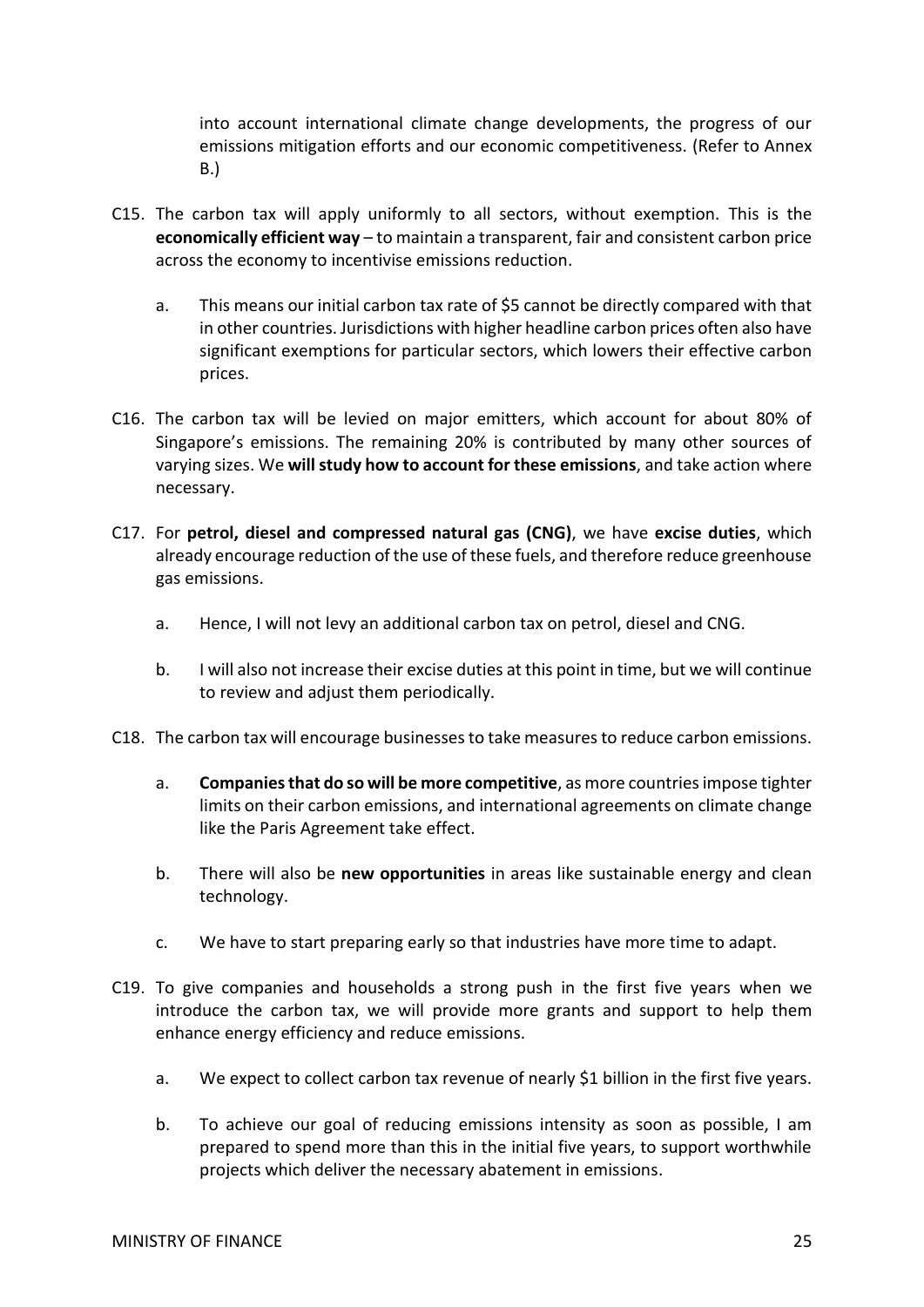into account international climate change developments, the progress of our emissions mitigation efforts and our economic competitiveness. (Refer to Annex B.)

C15. The carbon tax will apply uniformly to all sectors, without exemption. This is the **economically efficient way** – to maintain a transparent, fair and consistent carbon price across the economy to incentivise emissions reduction.

  a. This means our initial carbon tax rate of $5 cannot be directly compared with that in other countries. Jurisdictions with higher headline carbon prices often also have significant exemptions for particular sectors, which lowers their effective carbon prices.

C16. The carbon tax will be levied on major emitters, which account for about 80% of Singapore's emissions. The remaining 20% is contributed by many other sources of varying sizes. We **will study how to account for these emissions**, and take action where necessary.

C17. For **petrol, diesel and compressed natural gas (CNG)**, we have **excise duties**, which already encourage reduction of the use of these fuels, and therefore reduce greenhouse gas emissions.

  a. Hence, I will not levy an additional carbon tax on petrol, diesel and CNG.

  b. I will also not increase their excise duties at this point in time, but we will continue to review and adjust them periodically.

C18. The carbon tax will encourage businesses to take measures to reduce carbon emissions.

  a. **Companies that do so will be more competitive**, as more countries impose tighter limits on their carbon emissions, and international agreements on climate change like the Paris Agreement take effect.

  b. There will also be **new opportunities** in areas like sustainable energy and clean technology.

  c. We have to start preparing early so that industries have more time to adapt.

C19. To give companies and households a strong push in the first five years when we introduce the carbon tax, we will provide more grants and support to help them enhance energy efficiency and reduce emissions.

  a. We expect to collect carbon tax revenue of nearly $1 billion in the first five years.

  b. To achieve our goal of reducing emissions intensity as soon as possible, I am prepared to spend more than this in the initial five years, to support worthwhile projects which deliver the necessary abatement in emissions.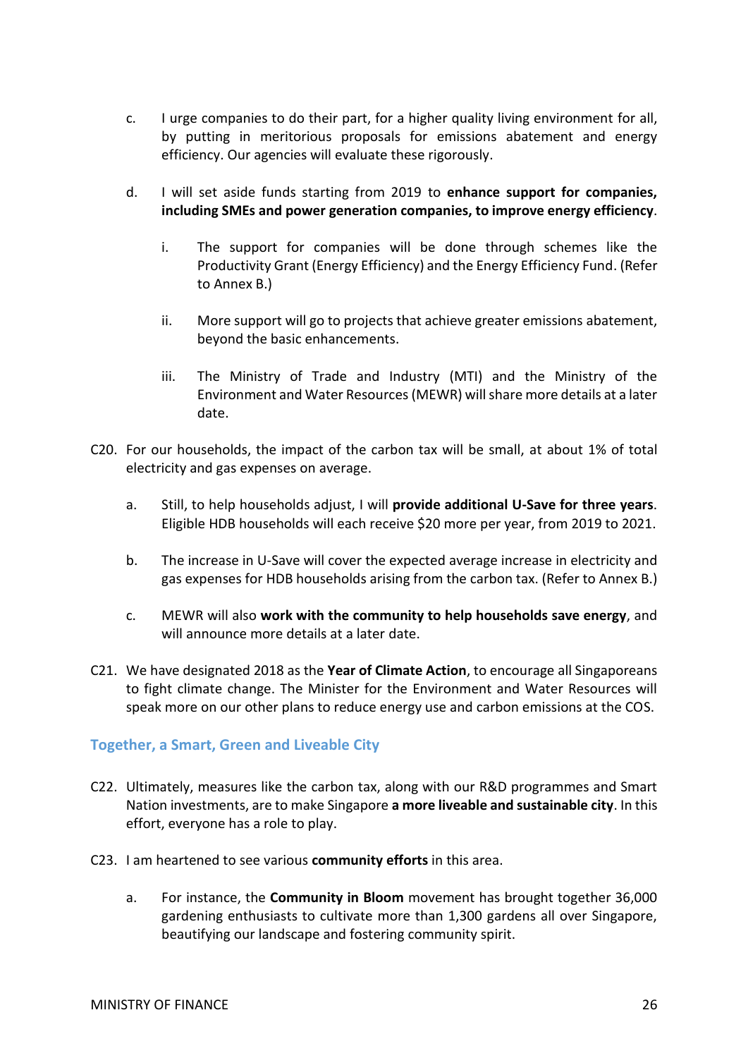c. I urge companies to do their part, for a higher quality living environment for all, by putting in meritorious proposals for emissions abatement and energy efficiency. Our agencies will evaluate these rigorously.

d. I will set aside funds starting from 2019 to **enhance support for companies, including SMEs and power generation companies, to improve energy efficiency**.

   i. The support for companies will be done through schemes like the Productivity Grant (Energy Efficiency) and the Energy Efficiency Fund. (Refer to Annex B.)

   ii. More support will go to projects that achieve greater emissions abatement, beyond the basic enhancements.

   iii. The Ministry of Trade and Industry (MTI) and the Ministry of the Environment and Water Resources (MEWR) will share more details at a later date.

C20. For our households, the impact of the carbon tax will be small, at about 1% of total electricity and gas expenses on average.

a. Still, to help households adjust, I will **provide additional U-Save for three years**. Eligible HDB households will each receive $20 more per year, from 2019 to 2021.

b. The increase in U-Save will cover the expected average increase in electricity and gas expenses for HDB households arising from the carbon tax. (Refer to Annex B.)

c. MEWR will also **work with the community to help households save energy**, and will announce more details at a later date.

C21. We have designated 2018 as the **Year of Climate Action**, to encourage all Singaporeans to fight climate change. The Minister for the Environment and Water Resources will speak more on our other plans to reduce energy use and carbon emissions at the COS.

### Together, a Smart, Green and Liveable City

C22. Ultimately, measures like the carbon tax, along with our R&D programmes and Smart Nation investments, are to make Singapore **a more liveable and sustainable city**. In this effort, everyone has a role to play.

C23. I am heartened to see various **community efforts** in this area.

a. For instance, the **Community in Bloom** movement has brought together 36,000 gardening enthusiasts to cultivate more than 1,300 gardens all over Singapore, beautifying our landscape and fostering community spirit.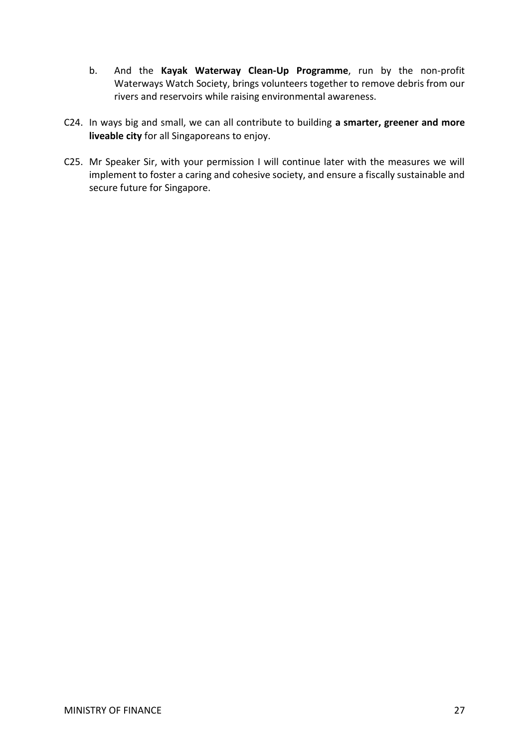b. And the **Kayak Waterway Clean-Up Programme**, run by the non-profit Waterways Watch Society, brings volunteers together to remove debris from our rivers and reservoirs while raising environmental awareness.

C24. In ways big and small, we can all contribute to building **a smarter, greener and more liveable city** for all Singaporeans to enjoy.

C25. Mr Speaker Sir, with your permission I will continue later with the measures we will implement to foster a caring and cohesive society, and ensure a fiscally sustainable and secure future for Singapore.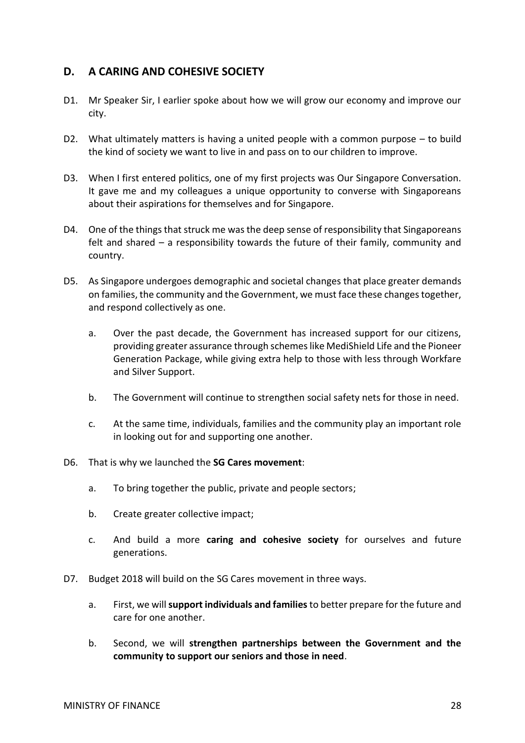## D. A CARING AND COHESIVE SOCIETY

D1. Mr Speaker Sir, I earlier spoke about how we will grow our economy and improve our city.

D2. What ultimately matters is having a united people with a common purpose – to build the kind of society we want to live in and pass on to our children to improve.

D3. When I first entered politics, one of my first projects was Our Singapore Conversation. It gave me and my colleagues a unique opportunity to converse with Singaporeans about their aspirations for themselves and for Singapore.

D4. One of the things that struck me was the deep sense of responsibility that Singaporeans felt and shared – a responsibility towards the future of their family, community and country.

D5. As Singapore undergoes demographic and societal changes that place greater demands on families, the community and the Government, we must face these changes together, and respond collectively as one.

  a. Over the past decade, the Government has increased support for our citizens, providing greater assurance through schemes like MediShield Life and the Pioneer Generation Package, while giving extra help to those with less through Workfare and Silver Support.

  b. The Government will continue to strengthen social safety nets for those in need.

  c. At the same time, individuals, families and the community play an important role in looking out for and supporting one another.

D6. That is why we launched the **SG Cares movement**:

  a. To bring together the public, private and people sectors;

  b. Create greater collective impact;

  c. And build a more **caring and cohesive society** for ourselves and future generations.

D7. Budget 2018 will build on the SG Cares movement in three ways.

  a. First, we will **support individuals and families** to better prepare for the future and care for one another.

  b. Second, we will **strengthen partnerships between the Government and the community to support our seniors and those in need**.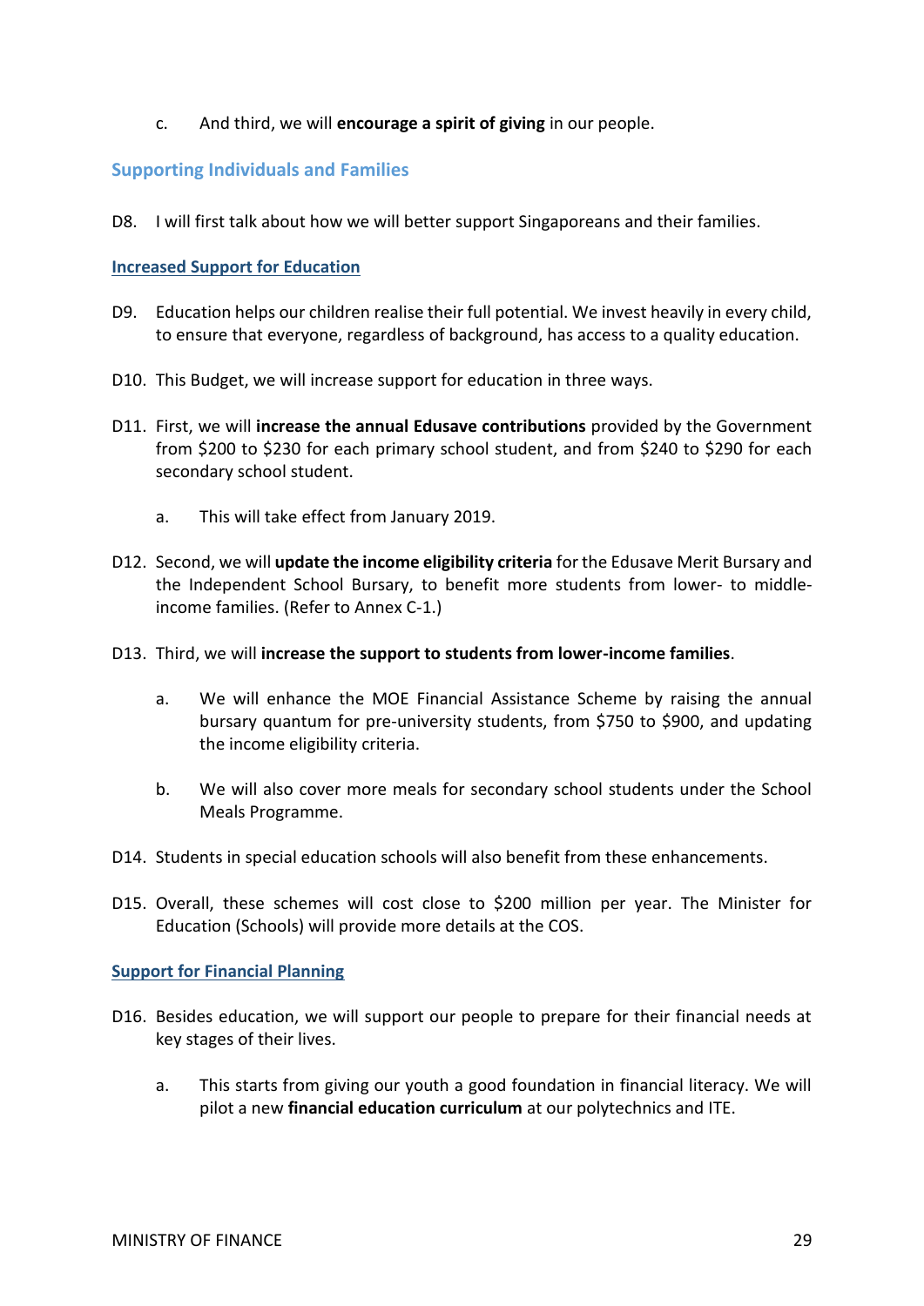c. And third, we will **encourage a spirit of giving** in our people.

## Supporting Individuals and Families

D8. I will first talk about how we will better support Singaporeans and their families.

### Increased Support for Education

D9. Education helps our children realise their full potential. We invest heavily in every child, to ensure that everyone, regardless of background, has access to a quality education.

D10. This Budget, we will increase support for education in three ways.

D11. First, we will **increase the annual Edusave contributions** provided by the Government from $200 to $230 for each primary school student, and from $240 to $290 for each secondary school student.

a. This will take effect from January 2019.

D12. Second, we will **update the income eligibility criteria** for the Edusave Merit Bursary and the Independent School Bursary, to benefit more students from lower- to middle-income families. (Refer to Annex C-1.)

D13. Third, we will **increase the support to students from lower-income families**.

a. We will enhance the MOE Financial Assistance Scheme by raising the annual bursary quantum for pre-university students, from $750 to $900, and updating the income eligibility criteria.

b. We will also cover more meals for secondary school students under the School Meals Programme.

D14. Students in special education schools will also benefit from these enhancements.

D15. Overall, these schemes will cost close to $200 million per year. The Minister for Education (Schools) will provide more details at the COS.

### Support for Financial Planning

D16. Besides education, we will support our people to prepare for their financial needs at key stages of their lives.

a. This starts from giving our youth a good foundation in financial literacy. We will pilot a new **financial education curriculum** at our polytechnics and ITE.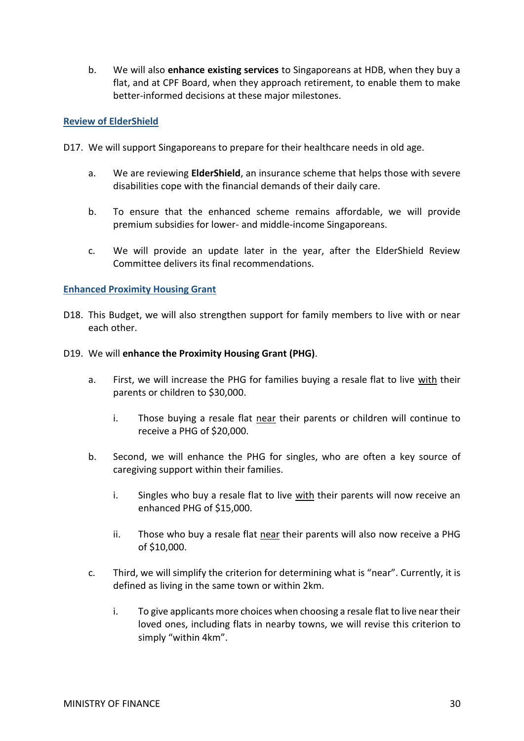b. We will also **enhance existing services** to Singaporeans at HDB, when they buy a flat, and at CPF Board, when they approach retirement, to enable them to make better-informed decisions at these major milestones.

### Review of ElderShield

D17. We will support Singaporeans to prepare for their healthcare needs in old age.

a. We are reviewing **ElderShield**, an insurance scheme that helps those with severe disabilities cope with the financial demands of their daily care.

b. To ensure that the enhanced scheme remains affordable, we will provide premium subsidies for lower- and middle-income Singaporeans.

c. We will provide an update later in the year, after the ElderShield Review Committee delivers its final recommendations.

### Enhanced Proximity Housing Grant

D18. This Budget, we will also strengthen support for family members to live with or near each other.

D19. We will **enhance the Proximity Housing Grant (PHG)**.

a. First, we will increase the PHG for families buying a resale flat to live <u>with</u> their parents or children to $30,000.

   i. Those buying a resale flat <u>near</u> their parents or children will continue to receive a PHG of $20,000.

b. Second, we will enhance the PHG for singles, who are often a key source of caregiving support within their families.

   i. Singles who buy a resale flat to live <u>with</u> their parents will now receive an enhanced PHG of $15,000.

   ii. Those who buy a resale flat <u>near</u> their parents will also now receive a PHG of $10,000.

c. Third, we will simplify the criterion for determining what is "near". Currently, it is defined as living in the same town or within 2km.

   i. To give applicants more choices when choosing a resale flat to live near their loved ones, including flats in nearby towns, we will revise this criterion to simply "within 4km".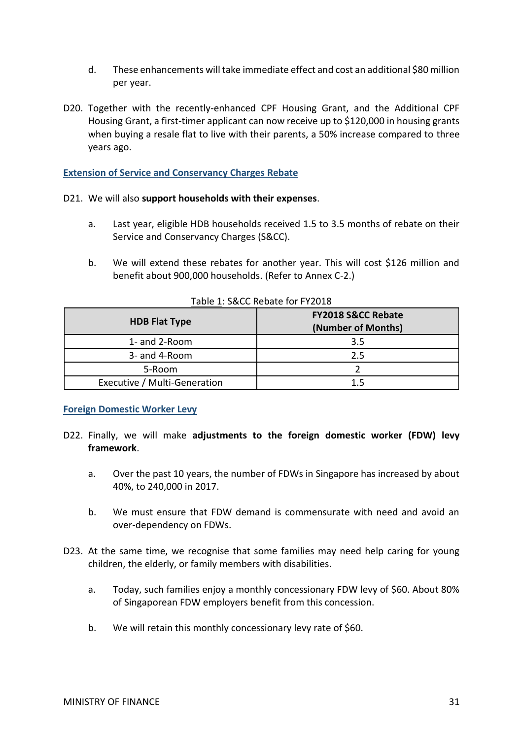d. These enhancements will take immediate effect and cost an additional $80 million per year.

D20. Together with the recently-enhanced CPF Housing Grant, and the Additional CPF Housing Grant, a first-timer applicant can now receive up to $120,000 in housing grants when buying a resale flat to live with their parents, a 50% increase compared to three years ago.

### Extension of Service and Conservancy Charges Rebate

D21. We will also **support households with their expenses**.

a. Last year, eligible HDB households received 1.5 to 3.5 months of rebate on their Service and Conservancy Charges (S&CC).

b. We will extend these rebates for another year. This will cost $126 million and benefit about 900,000 households. (Refer to Annex C-2.)

Table 1: S&CC Rebate for FY2018

| HDB Flat Type | FY2018 S&CC Rebate (Number of Months) |
|---|---|
| 1- and 2-Room | 3.5 |
| 3- and 4-Room | 2.5 |
| 5-Room | 2 |
| Executive / Multi-Generation | 1.5 |

### Foreign Domestic Worker Levy

D22. Finally, we will make **adjustments to the foreign domestic worker (FDW) levy framework**.

a. Over the past 10 years, the number of FDWs in Singapore has increased by about 40%, to 240,000 in 2017.

b. We must ensure that FDW demand is commensurate with need and avoid an over-dependency on FDWs.

D23. At the same time, we recognise that some families may need help caring for young children, the elderly, or family members with disabilities.

a. Today, such families enjoy a monthly concessionary FDW levy of $60. About 80% of Singaporean FDW employers benefit from this concession.

b. We will retain this monthly concessionary levy rate of $60.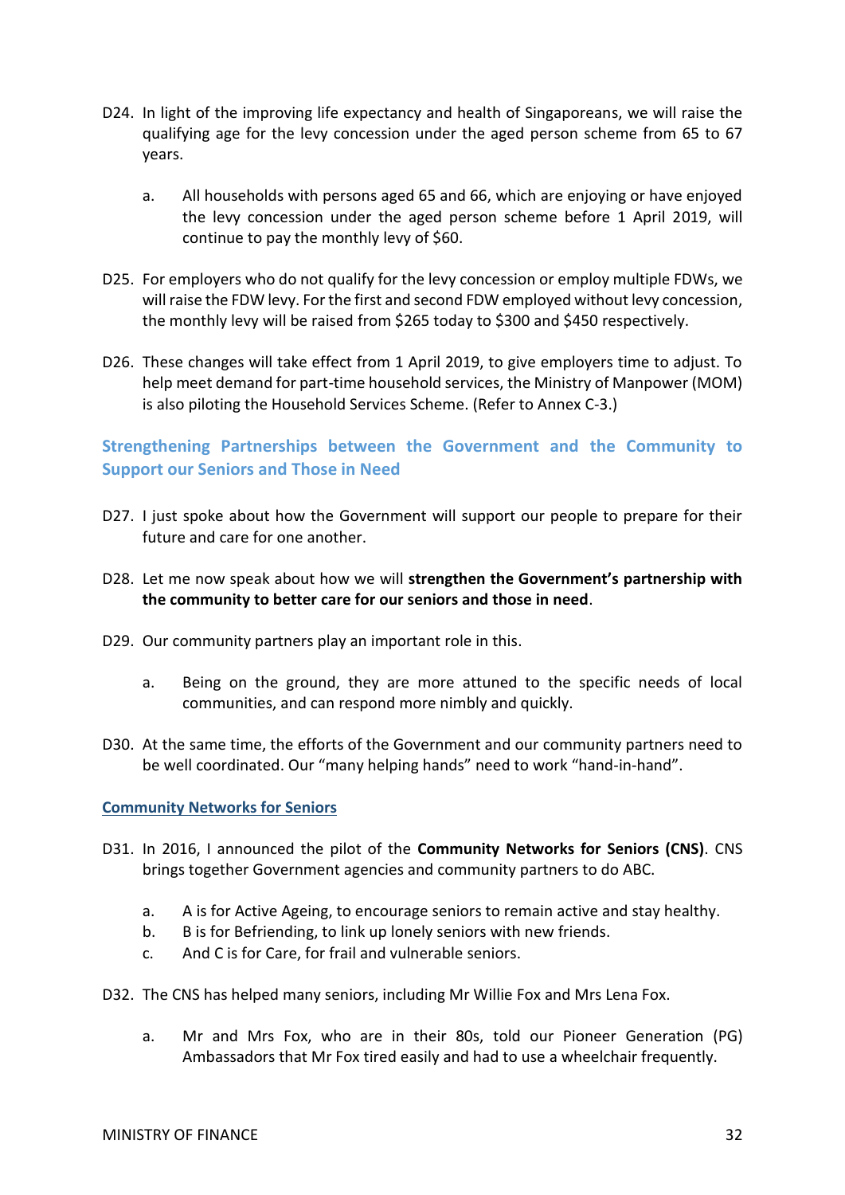D24. In light of the improving life expectancy and health of Singaporeans, we will raise the qualifying age for the levy concession under the aged person scheme from 65 to 67 years.

  a. All households with persons aged 65 and 66, which are enjoying or have enjoyed the levy concession under the aged person scheme before 1 April 2019, will continue to pay the monthly levy of $60.

D25. For employers who do not qualify for the levy concession or employ multiple FDWs, we will raise the FDW levy. For the first and second FDW employed without levy concession, the monthly levy will be raised from $265 today to $300 and $450 respectively.

D26. These changes will take effect from 1 April 2019, to give employers time to adjust. To help meet demand for part-time household services, the Ministry of Manpower (MOM) is also piloting the Household Services Scheme. (Refer to Annex C-3.)

## Strengthening Partnerships between the Government and the Community to Support our Seniors and Those in Need

D27. I just spoke about how the Government will support our people to prepare for their future and care for one another.

D28. Let me now speak about how we will **strengthen the Government's partnership with the community to better care for our seniors and those in need**.

D29. Our community partners play an important role in this.

  a. Being on the ground, they are more attuned to the specific needs of local communities, and can respond more nimbly and quickly.

D30. At the same time, the efforts of the Government and our community partners need to be well coordinated. Our "many helping hands" need to work "hand-in-hand".

### Community Networks for Seniors

D31. In 2016, I announced the pilot of the **Community Networks for Seniors (CNS)**. CNS brings together Government agencies and community partners to do ABC.

  a. A is for Active Ageing, to encourage seniors to remain active and stay healthy.
  b. B is for Befriending, to link up lonely seniors with new friends.
  c. And C is for Care, for frail and vulnerable seniors.

D32. The CNS has helped many seniors, including Mr Willie Fox and Mrs Lena Fox.

  a. Mr and Mrs Fox, who are in their 80s, told our Pioneer Generation (PG) Ambassadors that Mr Fox tired easily and had to use a wheelchair frequently.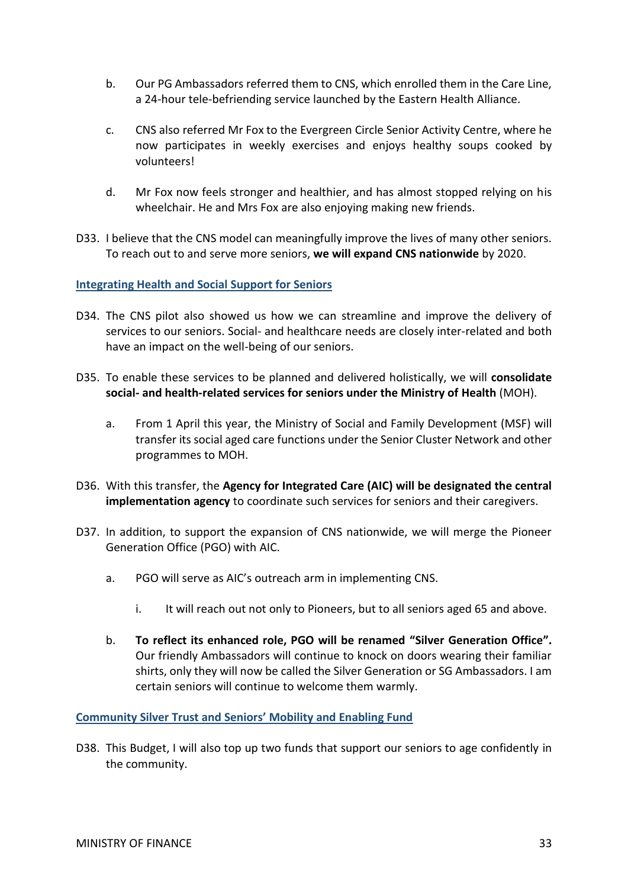b. Our PG Ambassadors referred them to CNS, which enrolled them in the Care Line, a 24-hour tele-befriending service launched by the Eastern Health Alliance.

c. CNS also referred Mr Fox to the Evergreen Circle Senior Activity Centre, where he now participates in weekly exercises and enjoys healthy soups cooked by volunteers!

d. Mr Fox now feels stronger and healthier, and has almost stopped relying on his wheelchair. He and Mrs Fox are also enjoying making new friends.

D33. I believe that the CNS model can meaningfully improve the lives of many other seniors. To reach out to and serve more seniors, **we will expand CNS nationwide** by 2020.

### Integrating Health and Social Support for Seniors

D34. The CNS pilot also showed us how we can streamline and improve the delivery of services to our seniors. Social- and healthcare needs are closely inter-related and both have an impact on the well-being of our seniors.

D35. To enable these services to be planned and delivered holistically, we will **consolidate social- and health-related services for seniors under the Ministry of Health** (MOH).

a. From 1 April this year, the Ministry of Social and Family Development (MSF) will transfer its social aged care functions under the Senior Cluster Network and other programmes to MOH.

D36. With this transfer, the **Agency for Integrated Care (AIC) will be designated the central implementation agency** to coordinate such services for seniors and their caregivers.

D37. In addition, to support the expansion of CNS nationwide, we will merge the Pioneer Generation Office (PGO) with AIC.

a. PGO will serve as AIC's outreach arm in implementing CNS.

i. It will reach out not only to Pioneers, but to all seniors aged 65 and above.

b. **To reflect its enhanced role, PGO will be renamed "Silver Generation Office".** Our friendly Ambassadors will continue to knock on doors wearing their familiar shirts, only they will now be called the Silver Generation or SG Ambassadors. I am certain seniors will continue to welcome them warmly.

### Community Silver Trust and Seniors' Mobility and Enabling Fund

D38. This Budget, I will also top up two funds that support our seniors to age confidently in the community.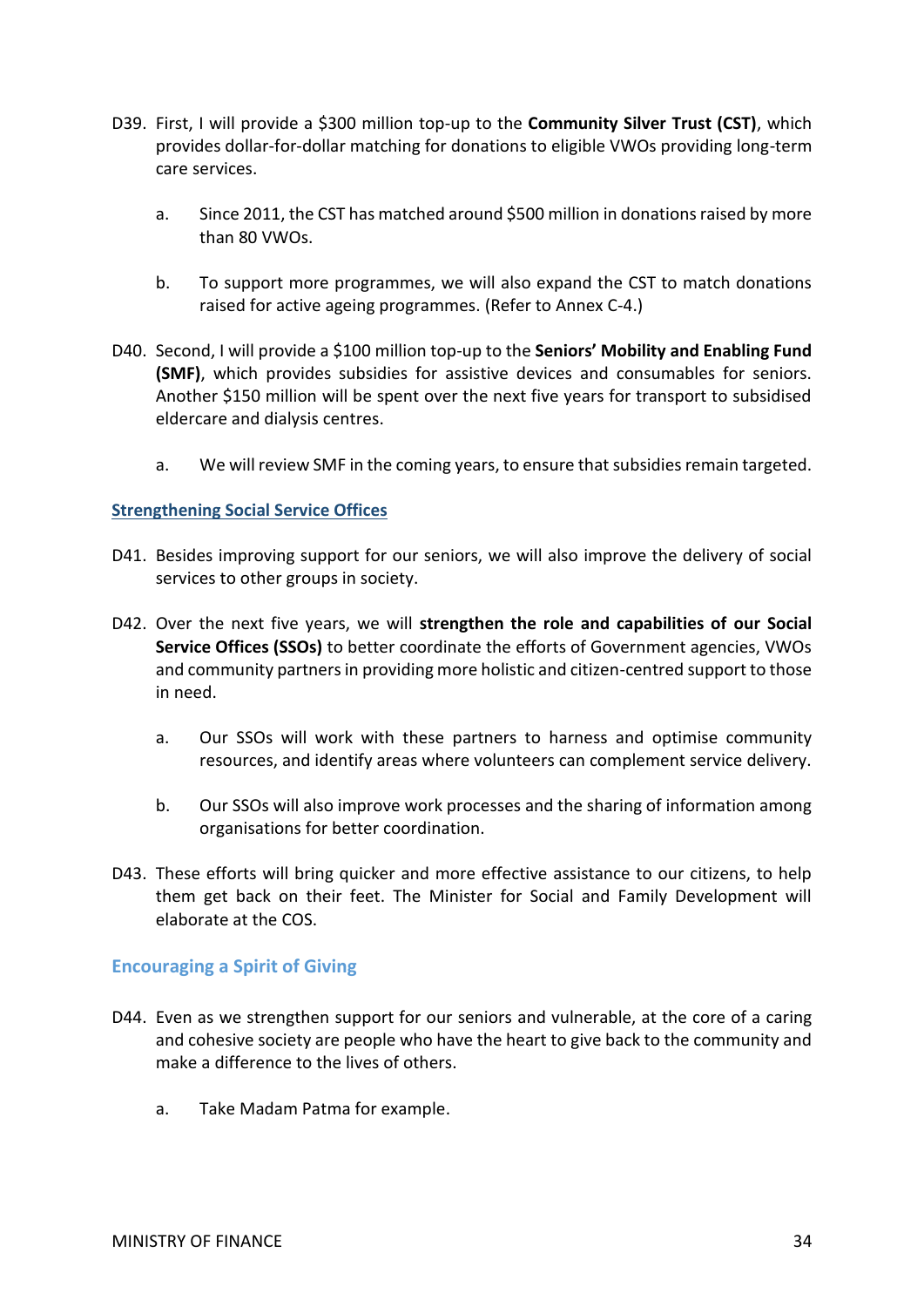D39. First, I will provide a $300 million top-up to the **Community Silver Trust (CST)**, which provides dollar-for-dollar matching for donations to eligible VWOs providing long-term care services.

   a. Since 2011, the CST has matched around $500 million in donations raised by more than 80 VWOs.

   b. To support more programmes, we will also expand the CST to match donations raised for active ageing programmes. (Refer to Annex C-4.)

D40. Second, I will provide a $100 million top-up to the **Seniors' Mobility and Enabling Fund (SMF)**, which provides subsidies for assistive devices and consumables for seniors. Another $150 million will be spent over the next five years for transport to subsidised eldercare and dialysis centres.

   a. We will review SMF in the coming years, to ensure that subsidies remain targeted.

### Strengthening Social Service Offices

D41. Besides improving support for our seniors, we will also improve the delivery of social services to other groups in society.

D42. Over the next five years, we will **strengthen the role and capabilities of our Social Service Offices (SSOs)** to better coordinate the efforts of Government agencies, VWOs and community partners in providing more holistic and citizen-centred support to those in need.

   a. Our SSOs will work with these partners to harness and optimise community resources, and identify areas where volunteers can complement service delivery.

   b. Our SSOs will also improve work processes and the sharing of information among organisations for better coordination.

D43. These efforts will bring quicker and more effective assistance to our citizens, to help them get back on their feet. The Minister for Social and Family Development will elaborate at the COS.

## Encouraging a Spirit of Giving

D44. Even as we strengthen support for our seniors and vulnerable, at the core of a caring and cohesive society are people who have the heart to give back to the community and make a difference to the lives of others.

   a. Take Madam Patma for example.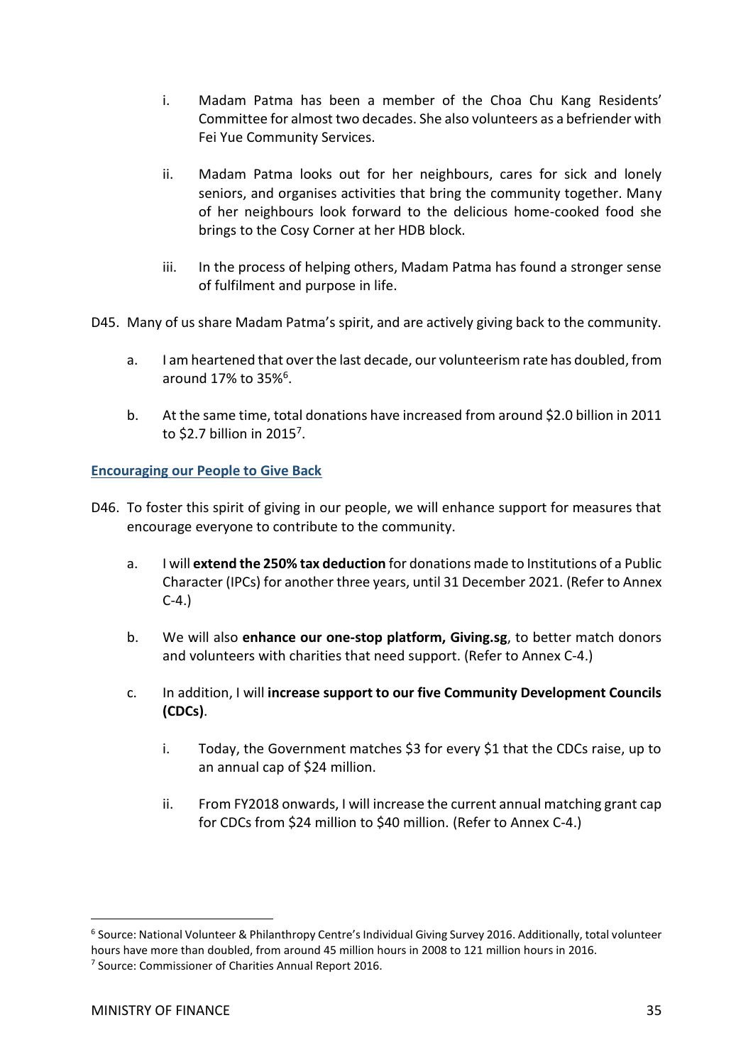i. Madam Patma has been a member of the Choa Chu Kang Residents' Committee for almost two decades. She also volunteers as a befriender with Fei Yue Community Services.

   ii. Madam Patma looks out for her neighbours, cares for sick and lonely seniors, and organises activities that bring the community together. Many of her neighbours look forward to the delicious home-cooked food she brings to the Cosy Corner at her HDB block.

   iii. In the process of helping others, Madam Patma has found a stronger sense of fulfilment and purpose in life.

D45. Many of us share Madam Patma's spirit, and are actively giving back to the community.

   a. I am heartened that over the last decade, our volunteerism rate has doubled, from around 17% to 35%[6].

   b. At the same time, total donations have increased from around $2.0 billion in 2011 to $2.7 billion in 2015[7].

**Encouraging our People to Give Back**

D46. To foster this spirit of giving in our people, we will enhance support for measures that encourage everyone to contribute to the community.

   a. I will **extend the 250% tax deduction** for donations made to Institutions of a Public Character (IPCs) for another three years, until 31 December 2021. (Refer to Annex C-4.)

   b. We will also **enhance our one-stop platform, Giving.sg**, to better match donors and volunteers with charities that need support. (Refer to Annex C-4.)

   c. In addition, I will **increase support to our five Community Development Councils (CDCs)**.

      i. Today, the Government matches $3 for every $1 that the CDCs raise, up to an annual cap of $24 million.

      ii. From FY2018 onwards, I will increase the current annual matching grant cap for CDCs from $24 million to $40 million. (Refer to Annex C-4.)

---

[6] Source: National Volunteer & Philanthropy Centre's Individual Giving Survey 2016. Additionally, total volunteer hours have more than doubled, from around 45 million hours in 2008 to 121 million hours in 2016.

[7] Source: Commissioner of Charities Annual Report 2016.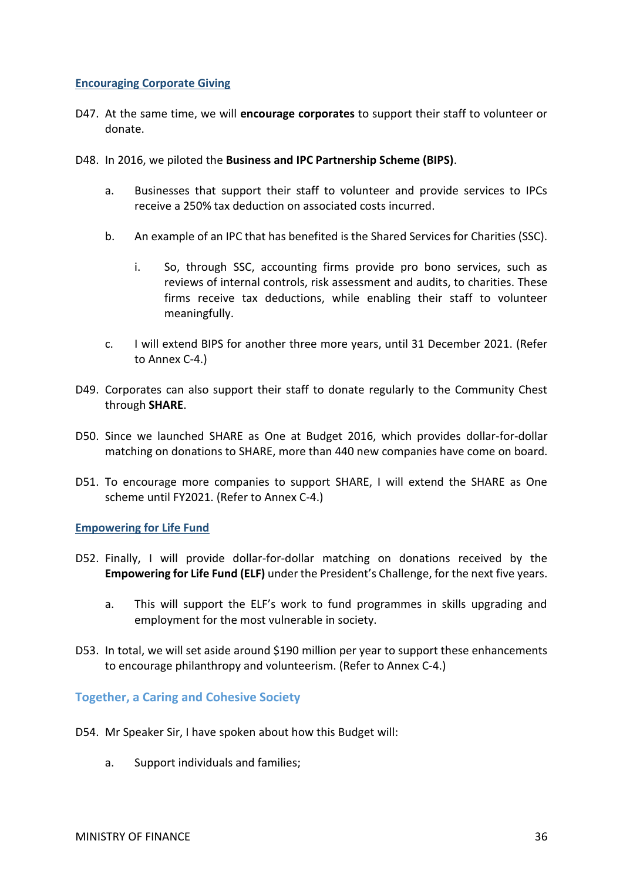#### Encouraging Corporate Giving

D47. At the same time, we will **encourage corporates** to support their staff to volunteer or donate.

D48. In 2016, we piloted the **Business and IPC Partnership Scheme (BIPS)**.

a. Businesses that support their staff to volunteer and provide services to IPCs receive a 250% tax deduction on associated costs incurred.

b. An example of an IPC that has benefited is the Shared Services for Charities (SSC).

i. So, through SSC, accounting firms provide pro bono services, such as reviews of internal controls, risk assessment and audits, to charities. These firms receive tax deductions, while enabling their staff to volunteer meaningfully.

c. I will extend BIPS for another three more years, until 31 December 2021. (Refer to Annex C-4.)

D49. Corporates can also support their staff to donate regularly to the Community Chest through **SHARE**.

D50. Since we launched SHARE as One at Budget 2016, which provides dollar-for-dollar matching on donations to SHARE, more than 440 new companies have come on board.

D51. To encourage more companies to support SHARE, I will extend the SHARE as One scheme until FY2021. (Refer to Annex C-4.)

#### Empowering for Life Fund

D52. Finally, I will provide dollar-for-dollar matching on donations received by the **Empowering for Life Fund (ELF)** under the President's Challenge, for the next five years.

a. This will support the ELF's work to fund programmes in skills upgrading and employment for the most vulnerable in society.

D53. In total, we will set aside around $190 million per year to support these enhancements to encourage philanthropy and volunteerism. (Refer to Annex C-4.)

### Together, a Caring and Cohesive Society

D54. Mr Speaker Sir, I have spoken about how this Budget will:

a. Support individuals and families;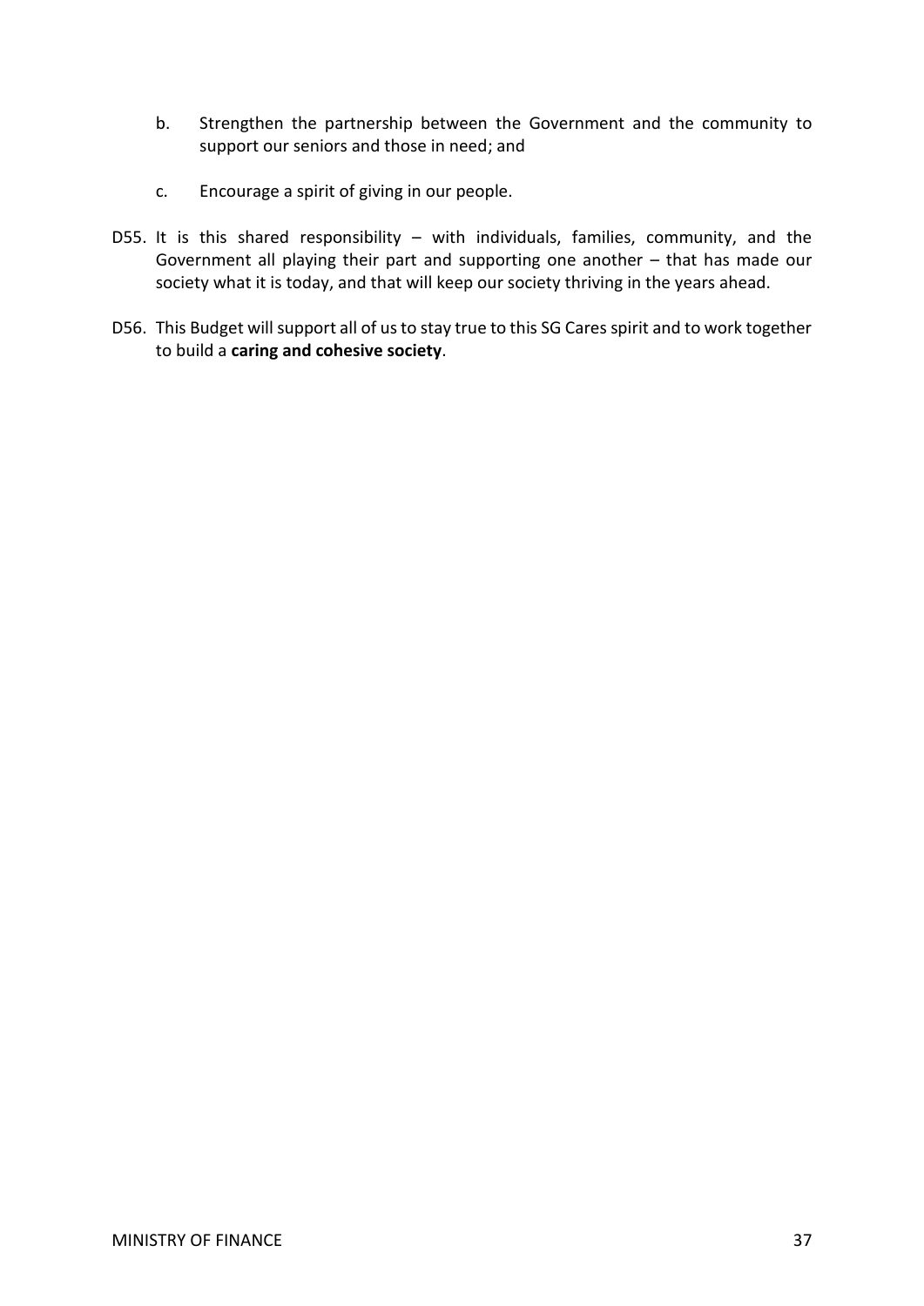b. Strengthen the partnership between the Government and the community to support our seniors and those in need; and

c. Encourage a spirit of giving in our people.

D55. It is this shared responsibility – with individuals, families, community, and the Government all playing their part and supporting one another – that has made our society what it is today, and that will keep our society thriving in the years ahead.

D56. This Budget will support all of us to stay true to this SG Cares spirit and to work together to build a **caring and cohesive society**.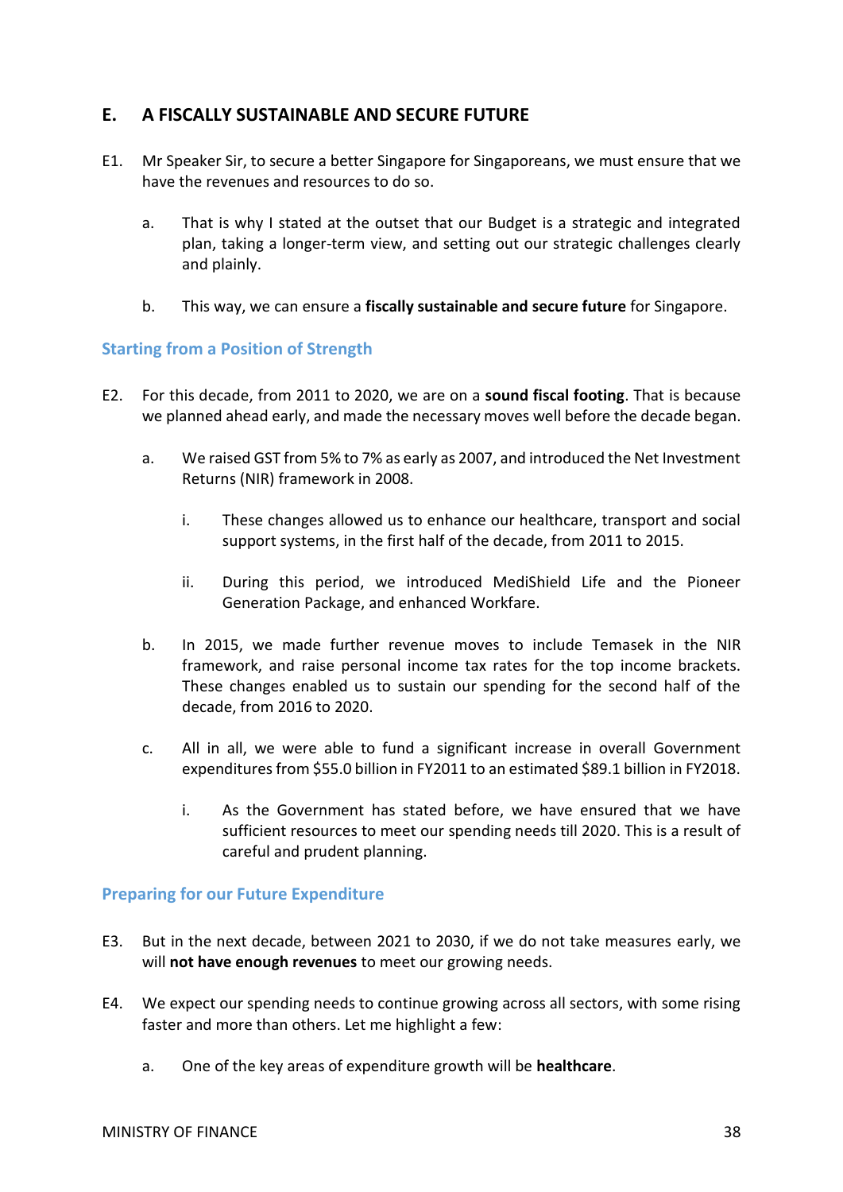## E. A FISCALLY SUSTAINABLE AND SECURE FUTURE

E1. Mr Speaker Sir, to secure a better Singapore for Singaporeans, we must ensure that we have the revenues and resources to do so.

a. That is why I stated at the outset that our Budget is a strategic and integrated plan, taking a longer-term view, and setting out our strategic challenges clearly and plainly.

b. This way, we can ensure a **fiscally sustainable and secure future** for Singapore.

### Starting from a Position of Strength

E2. For this decade, from 2011 to 2020, we are on a **sound fiscal footing**. That is because we planned ahead early, and made the necessary moves well before the decade began.

a. We raised GST from 5% to 7% as early as 2007, and introduced the Net Investment Returns (NIR) framework in 2008.

i. These changes allowed us to enhance our healthcare, transport and social support systems, in the first half of the decade, from 2011 to 2015.

ii. During this period, we introduced MediShield Life and the Pioneer Generation Package, and enhanced Workfare.

b. In 2015, we made further revenue moves to include Temasek in the NIR framework, and raise personal income tax rates for the top income brackets. These changes enabled us to sustain our spending for the second half of the decade, from 2016 to 2020.

c. All in all, we were able to fund a significant increase in overall Government expenditures from $55.0 billion in FY2011 to an estimated $89.1 billion in FY2018.

i. As the Government has stated before, we have ensured that we have sufficient resources to meet our spending needs till 2020. This is a result of careful and prudent planning.

### Preparing for our Future Expenditure

E3. But in the next decade, between 2021 to 2030, if we do not take measures early, we will **not have enough revenues** to meet our growing needs.

E4. We expect our spending needs to continue growing across all sectors, with some rising faster and more than others. Let me highlight a few:

a. One of the key areas of expenditure growth will be **healthcare**.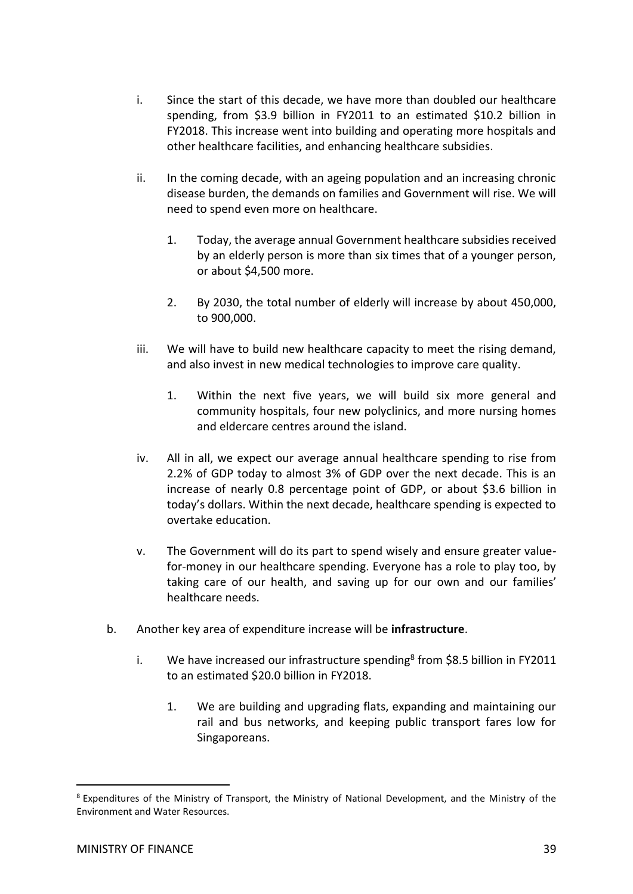i. Since the start of this decade, we have more than doubled our healthcare spending, from $3.9 billion in FY2011 to an estimated $10.2 billion in FY2018. This increase went into building and operating more hospitals and other healthcare facilities, and enhancing healthcare subsidies.

ii. In the coming decade, with an ageing population and an increasing chronic disease burden, the demands on families and Government will rise. We will need to spend even more on healthcare.

   1. Today, the average annual Government healthcare subsidies received by an elderly person is more than six times that of a younger person, or about $4,500 more.

   2. By 2030, the total number of elderly will increase by about 450,000, to 900,000.

iii. We will have to build new healthcare capacity to meet the rising demand, and also invest in new medical technologies to improve care quality.

   1. Within the next five years, we will build six more general and community hospitals, four new polyclinics, and more nursing homes and eldercare centres around the island.

iv. All in all, we expect our average annual healthcare spending to rise from 2.2% of GDP today to almost 3% of GDP over the next decade. This is an increase of nearly 0.8 percentage point of GDP, or about $3.6 billion in today's dollars. Within the next decade, healthcare spending is expected to overtake education.

v. The Government will do its part to spend wisely and ensure greater value-for-money in our healthcare spending. Everyone has a role to play too, by taking care of our health, and saving up for our own and our families' healthcare needs.

b. Another key area of expenditure increase will be **infrastructure**.

   i. We have increased our infrastructure spending[8] from $8.5 billion in FY2011 to an estimated $20.0 billion in FY2018.

      1. We are building and upgrading flats, expanding and maintaining our rail and bus networks, and keeping public transport fares low for Singaporeans.

---

[8] Expenditures of the Ministry of Transport, the Ministry of National Development, and the Ministry of the Environment and Water Resources.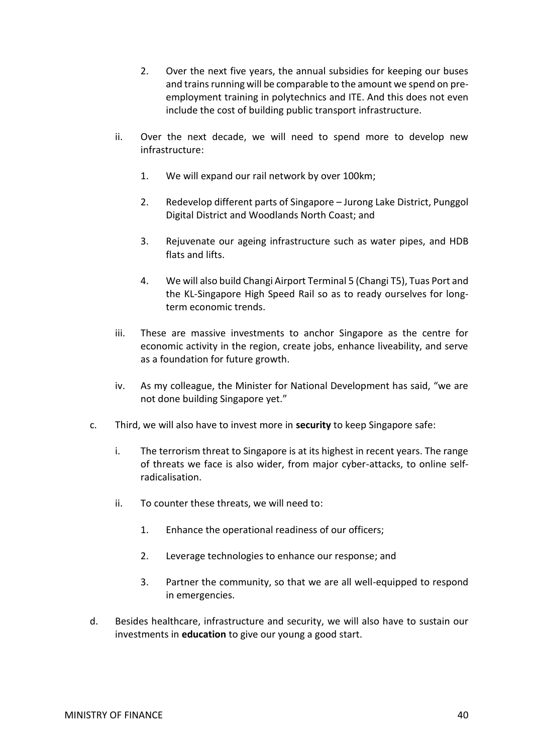2. Over the next five years, the annual subsidies for keeping our buses and trains running will be comparable to the amount we spend on pre-employment training in polytechnics and ITE. And this does not even include the cost of building public transport infrastructure.

ii. Over the next decade, we will need to spend more to develop new infrastructure:

1. We will expand our rail network by over 100km;

2. Redevelop different parts of Singapore – Jurong Lake District, Punggol Digital District and Woodlands North Coast; and

3. Rejuvenate our ageing infrastructure such as water pipes, and HDB flats and lifts.

4. We will also build Changi Airport Terminal 5 (Changi T5), Tuas Port and the KL-Singapore High Speed Rail so as to ready ourselves for long-term economic trends.

iii. These are massive investments to anchor Singapore as the centre for economic activity in the region, create jobs, enhance liveability, and serve as a foundation for future growth.

iv. As my colleague, the Minister for National Development has said, "we are not done building Singapore yet."

c. Third, we will also have to invest more in **security** to keep Singapore safe:

i. The terrorism threat to Singapore is at its highest in recent years. The range of threats we face is also wider, from major cyber-attacks, to online self-radicalisation.

ii. To counter these threats, we will need to:

1. Enhance the operational readiness of our officers;

2. Leverage technologies to enhance our response; and

3. Partner the community, so that we are all well-equipped to respond in emergencies.

d. Besides healthcare, infrastructure and security, we will also have to sustain our investments in **education** to give our young a good start.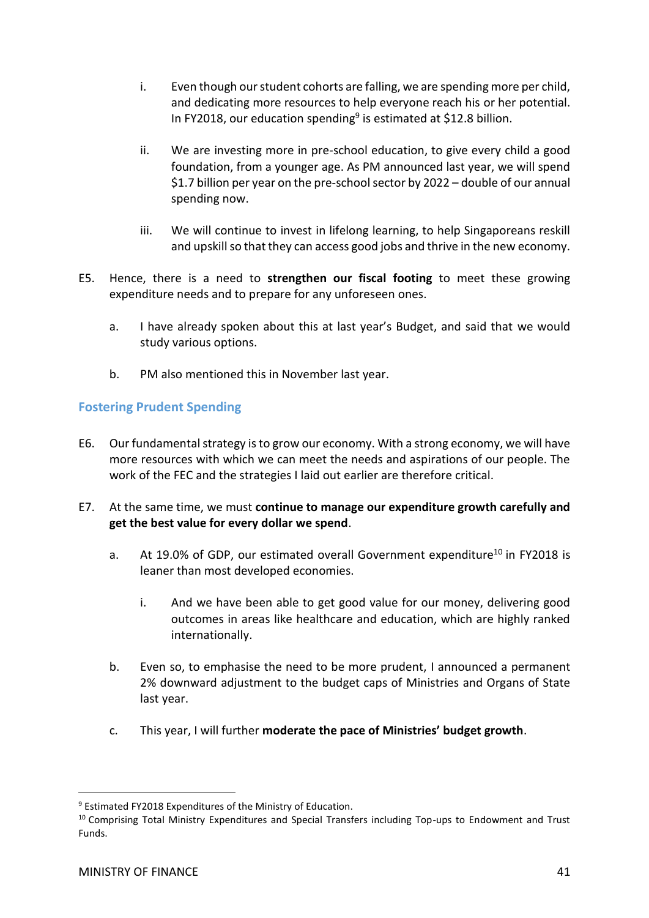i. Even though our student cohorts are falling, we are spending more per child, and dedicating more resources to help everyone reach his or her potential. In FY2018, our education spending[9] is estimated at $12.8 billion.

ii. We are investing more in pre-school education, to give every child a good foundation, from a younger age. As PM announced last year, we will spend $1.7 billion per year on the pre-school sector by 2022 – double of our annual spending now.

iii. We will continue to invest in lifelong learning, to help Singaporeans reskill and upskill so that they can access good jobs and thrive in the new economy.

E5. Hence, there is a need to **strengthen our fiscal footing** to meet these growing expenditure needs and to prepare for any unforeseen ones.

a. I have already spoken about this at last year's Budget, and said that we would study various options.

b. PM also mentioned this in November last year.

### Fostering Prudent Spending

E6. Our fundamental strategy is to grow our economy. With a strong economy, we will have more resources with which we can meet the needs and aspirations of our people. The work of the FEC and the strategies I laid out earlier are therefore critical.

E7. At the same time, we must **continue to manage our expenditure growth carefully and get the best value for every dollar we spend**.

a. At 19.0% of GDP, our estimated overall Government expenditure[10] in FY2018 is leaner than most developed economies.

i. And we have been able to get good value for our money, delivering good outcomes in areas like healthcare and education, which are highly ranked internationally.

b. Even so, to emphasise the need to be more prudent, I announced a permanent 2% downward adjustment to the budget caps of Ministries and Organs of State last year.

c. This year, I will further **moderate the pace of Ministries' budget growth**.

---

[9] Estimated FY2018 Expenditures of the Ministry of Education.

[10] Comprising Total Ministry Expenditures and Special Transfers including Top-ups to Endowment and Trust Funds.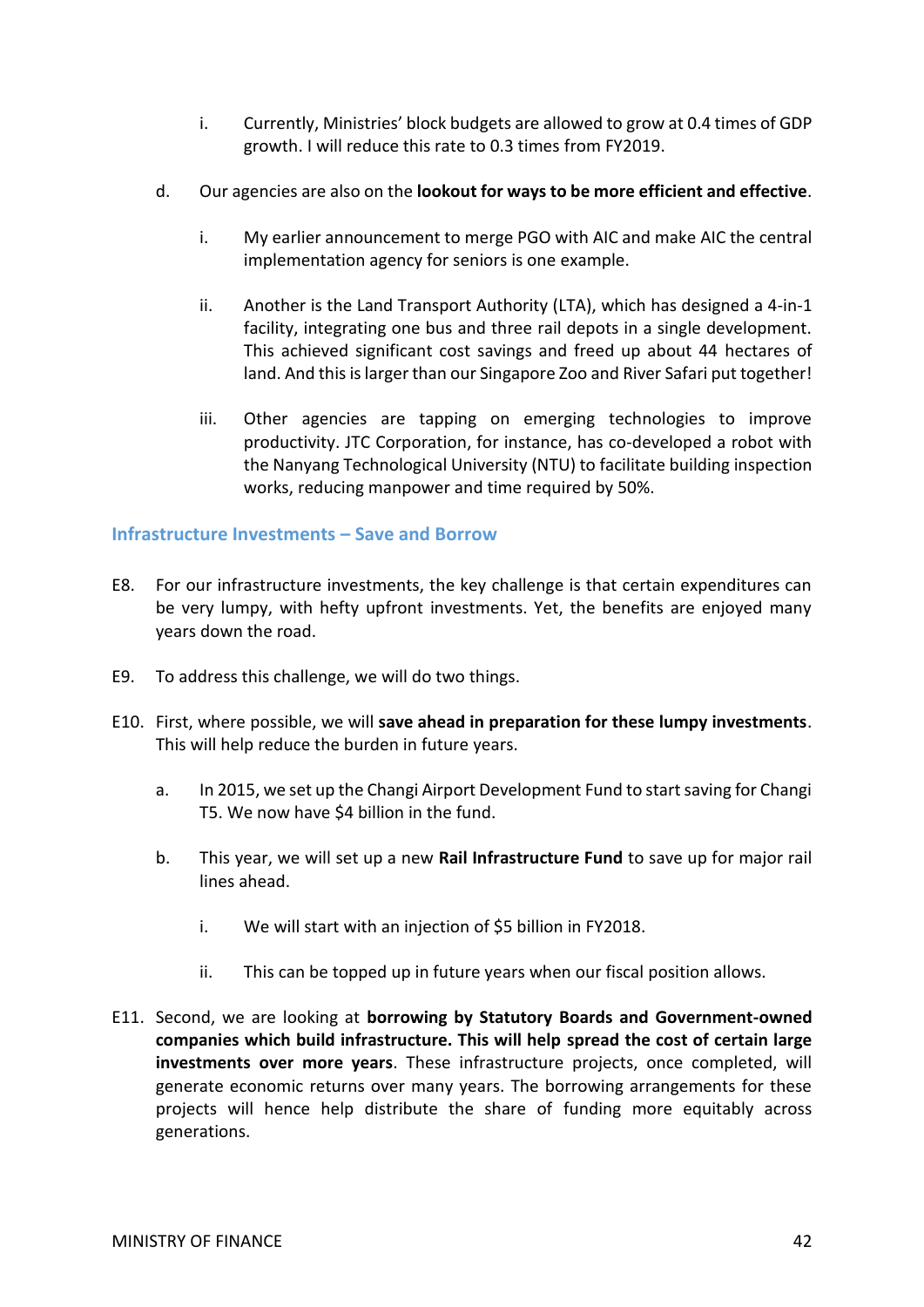i. Currently, Ministries' block budgets are allowed to grow at 0.4 times of GDP growth. I will reduce this rate to 0.3 times from FY2019.

d. Our agencies are also on the **lookout for ways to be more efficient and effective**.

   i. My earlier announcement to merge PGO with AIC and make AIC the central implementation agency for seniors is one example.

   ii. Another is the Land Transport Authority (LTA), which has designed a 4-in-1 facility, integrating one bus and three rail depots in a single development. This achieved significant cost savings and freed up about 44 hectares of land. And this is larger than our Singapore Zoo and River Safari put together!

   iii. Other agencies are tapping on emerging technologies to improve productivity. JTC Corporation, for instance, has co-developed a robot with the Nanyang Technological University (NTU) to facilitate building inspection works, reducing manpower and time required by 50%.

### Infrastructure Investments – Save and Borrow

E8. For our infrastructure investments, the key challenge is that certain expenditures can be very lumpy, with hefty upfront investments. Yet, the benefits are enjoyed many years down the road.

E9. To address this challenge, we will do two things.

E10. First, where possible, we will **save ahead in preparation for these lumpy investments**. This will help reduce the burden in future years.

a. In 2015, we set up the Changi Airport Development Fund to start saving for Changi T5. We now have $4 billion in the fund.

b. This year, we will set up a new **Rail Infrastructure Fund** to save up for major rail lines ahead.

   i. We will start with an injection of $5 billion in FY2018.

   ii. This can be topped up in future years when our fiscal position allows.

E11. Second, we are looking at **borrowing by Statutory Boards and Government-owned companies which build infrastructure. This will help spread the cost of certain large investments over more years**. These infrastructure projects, once completed, will generate economic returns over many years. The borrowing arrangements for these projects will hence help distribute the share of funding more equitably across generations.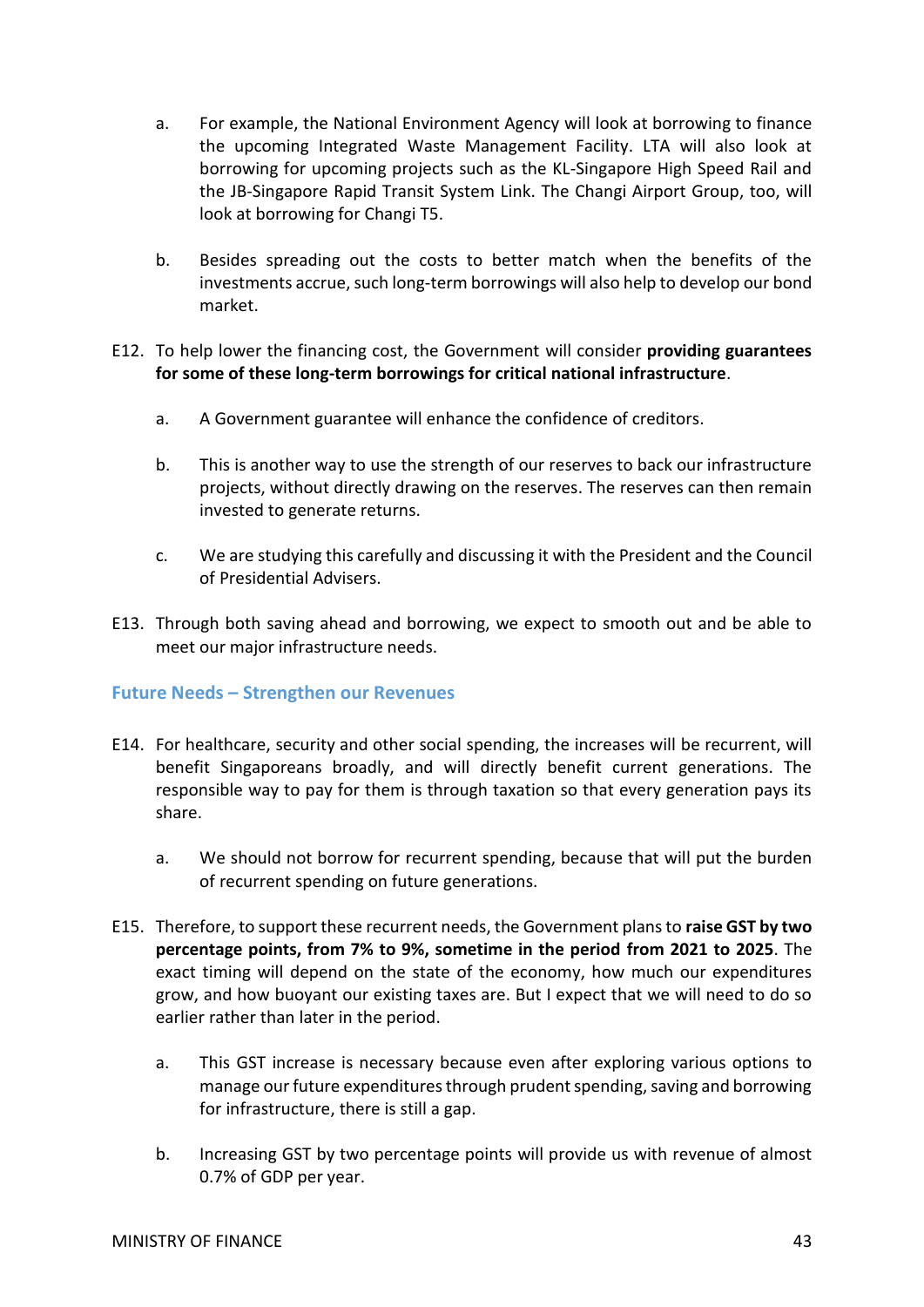a. For example, the National Environment Agency will look at borrowing to finance the upcoming Integrated Waste Management Facility. LTA will also look at borrowing for upcoming projects such as the KL-Singapore High Speed Rail and the JB-Singapore Rapid Transit System Link. The Changi Airport Group, too, will look at borrowing for Changi T5.

b. Besides spreading out the costs to better match when the benefits of the investments accrue, such long-term borrowings will also help to develop our bond market.

E12. To help lower the financing cost, the Government will consider **providing guarantees for some of these long-term borrowings for critical national infrastructure**.

a. A Government guarantee will enhance the confidence of creditors.

b. This is another way to use the strength of our reserves to back our infrastructure projects, without directly drawing on the reserves. The reserves can then remain invested to generate returns.

c. We are studying this carefully and discussing it with the President and the Council of Presidential Advisers.

E13. Through both saving ahead and borrowing, we expect to smooth out and be able to meet our major infrastructure needs.

## Future Needs – Strengthen our Revenues

E14. For healthcare, security and other social spending, the increases will be recurrent, will benefit Singaporeans broadly, and will directly benefit current generations. The responsible way to pay for them is through taxation so that every generation pays its share.

a. We should not borrow for recurrent spending, because that will put the burden of recurrent spending on future generations.

E15. Therefore, to support these recurrent needs, the Government plans to **raise GST by two percentage points, from 7% to 9%, sometime in the period from 2021 to 2025**. The exact timing will depend on the state of the economy, how much our expenditures grow, and how buoyant our existing taxes are. But I expect that we will need to do so earlier rather than later in the period.

a. This GST increase is necessary because even after exploring various options to manage our future expenditures through prudent spending, saving and borrowing for infrastructure, there is still a gap.

b. Increasing GST by two percentage points will provide us with revenue of almost 0.7% of GDP per year.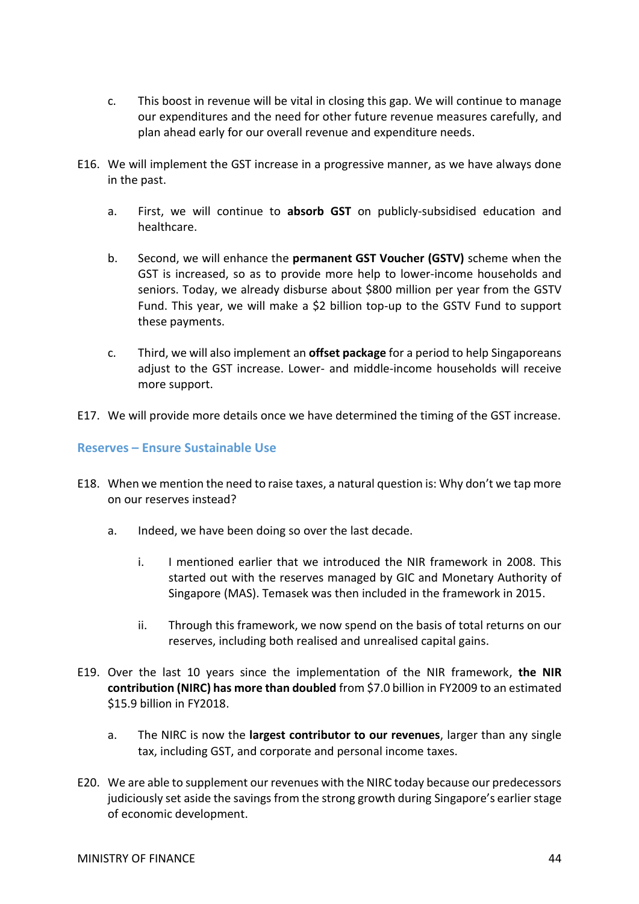c. This boost in revenue will be vital in closing this gap. We will continue to manage our expenditures and the need for other future revenue measures carefully, and plan ahead early for our overall revenue and expenditure needs.

E16. We will implement the GST increase in a progressive manner, as we have always done in the past.

a. First, we will continue to **absorb GST** on publicly-subsidised education and healthcare.

b. Second, we will enhance the **permanent GST Voucher (GSTV)** scheme when the GST is increased, so as to provide more help to lower-income households and seniors. Today, we already disburse about $800 million per year from the GSTV Fund. This year, we will make a $2 billion top-up to the GSTV Fund to support these payments.

c. Third, we will also implement an **offset package** for a period to help Singaporeans adjust to the GST increase. Lower- and middle-income households will receive more support.

E17. We will provide more details once we have determined the timing of the GST increase.

## Reserves – Ensure Sustainable Use

E18. When we mention the need to raise taxes, a natural question is: Why don't we tap more on our reserves instead?

a. Indeed, we have been doing so over the last decade.

i. I mentioned earlier that we introduced the NIR framework in 2008. This started out with the reserves managed by GIC and Monetary Authority of Singapore (MAS). Temasek was then included in the framework in 2015.

ii. Through this framework, we now spend on the basis of total returns on our reserves, including both realised and unrealised capital gains.

E19. Over the last 10 years since the implementation of the NIR framework, **the NIR contribution (NIRC) has more than doubled** from $7.0 billion in FY2009 to an estimated $15.9 billion in FY2018.

a. The NIRC is now the **largest contributor to our revenues**, larger than any single tax, including GST, and corporate and personal income taxes.

E20. We are able to supplement our revenues with the NIRC today because our predecessors judiciously set aside the savings from the strong growth during Singapore's earlier stage of economic development.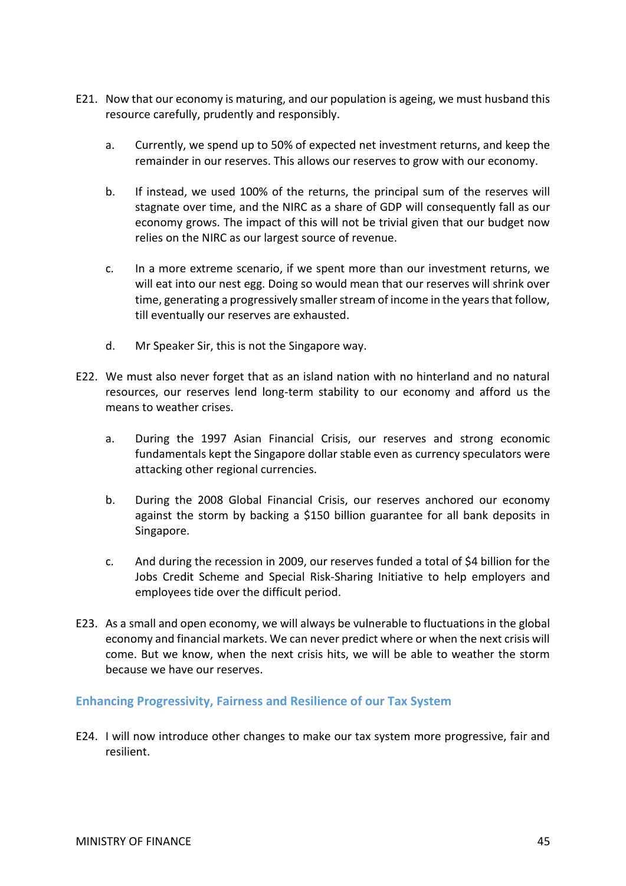E21. Now that our economy is maturing, and our population is ageing, we must husband this resource carefully, prudently and responsibly.

   a. Currently, we spend up to 50% of expected net investment returns, and keep the remainder in our reserves. This allows our reserves to grow with our economy.

   b. If instead, we used 100% of the returns, the principal sum of the reserves will stagnate over time, and the NIRC as a share of GDP will consequently fall as our economy grows. The impact of this will not be trivial given that our budget now relies on the NIRC as our largest source of revenue.

   c. In a more extreme scenario, if we spent more than our investment returns, we will eat into our nest egg. Doing so would mean that our reserves will shrink over time, generating a progressively smaller stream of income in the years that follow, till eventually our reserves are exhausted.

   d. Mr Speaker Sir, this is not the Singapore way.

E22. We must also never forget that as an island nation with no hinterland and no natural resources, our reserves lend long-term stability to our economy and afford us the means to weather crises.

   a. During the 1997 Asian Financial Crisis, our reserves and strong economic fundamentals kept the Singapore dollar stable even as currency speculators were attacking other regional currencies.

   b. During the 2008 Global Financial Crisis, our reserves anchored our economy against the storm by backing a $150 billion guarantee for all bank deposits in Singapore.

   c. And during the recession in 2009, our reserves funded a total of $4 billion for the Jobs Credit Scheme and Special Risk-Sharing Initiative to help employers and employees tide over the difficult period.

E23. As a small and open economy, we will always be vulnerable to fluctuations in the global economy and financial markets. We can never predict where or when the next crisis will come. But we know, when the next crisis hits, we will be able to weather the storm because we have our reserves.

### Enhancing Progressivity, Fairness and Resilience of our Tax System

E24. I will now introduce other changes to make our tax system more progressive, fair and resilient.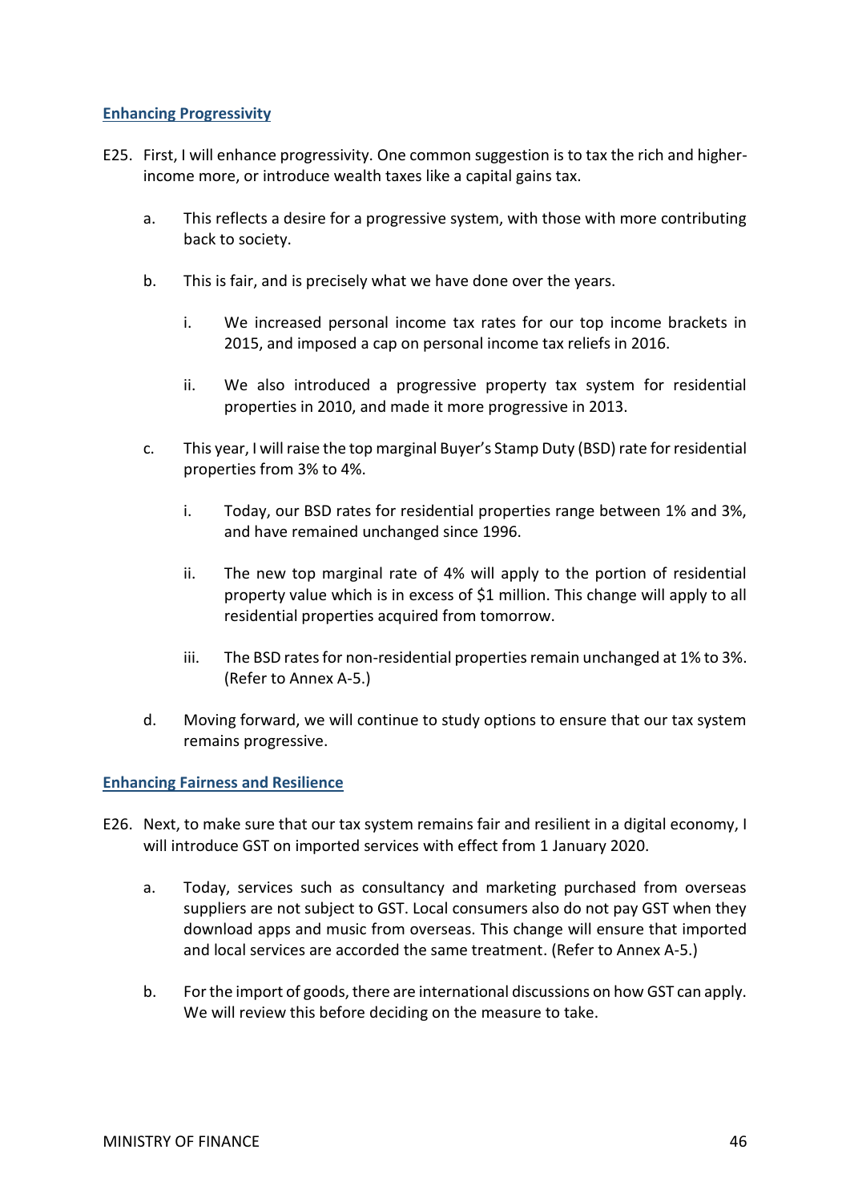## Enhancing Progressivity

E25. First, I will enhance progressivity. One common suggestion is to tax the rich and higher-income more, or introduce wealth taxes like a capital gains tax.

a. This reflects a desire for a progressive system, with those with more contributing back to society.

b. This is fair, and is precisely what we have done over the years.

i. We increased personal income tax rates for our top income brackets in 2015, and imposed a cap on personal income tax reliefs in 2016.

ii. We also introduced a progressive property tax system for residential properties in 2010, and made it more progressive in 2013.

c. This year, I will raise the top marginal Buyer's Stamp Duty (BSD) rate for residential properties from 3% to 4%.

i. Today, our BSD rates for residential properties range between 1% and 3%, and have remained unchanged since 1996.

ii. The new top marginal rate of 4% will apply to the portion of residential property value which is in excess of $1 million. This change will apply to all residential properties acquired from tomorrow.

iii. The BSD rates for non-residential properties remain unchanged at 1% to 3%. (Refer to Annex A-5.)

d. Moving forward, we will continue to study options to ensure that our tax system remains progressive.

## Enhancing Fairness and Resilience

E26. Next, to make sure that our tax system remains fair and resilient in a digital economy, I will introduce GST on imported services with effect from 1 January 2020.

a. Today, services such as consultancy and marketing purchased from overseas suppliers are not subject to GST. Local consumers also do not pay GST when they download apps and music from overseas. This change will ensure that imported and local services are accorded the same treatment. (Refer to Annex A-5.)

b. For the import of goods, there are international discussions on how GST can apply. We will review this before deciding on the measure to take.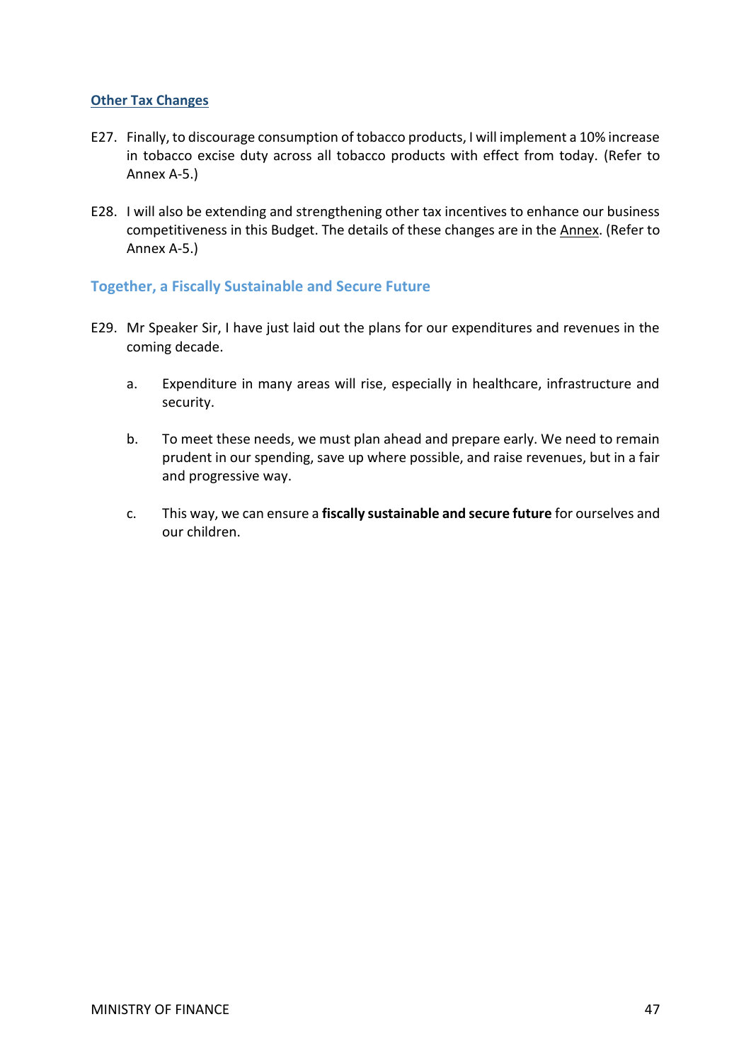### Other Tax Changes

E27. Finally, to discourage consumption of tobacco products, I will implement a 10% increase in tobacco excise duty across all tobacco products with effect from today. (Refer to Annex A-5.)

E28. I will also be extending and strengthening other tax incentives to enhance our business competitiveness in this Budget. The details of these changes are in the Annex. (Refer to Annex A-5.)

## Together, a Fiscally Sustainable and Secure Future

E29. Mr Speaker Sir, I have just laid out the plans for our expenditures and revenues in the coming decade.

a. Expenditure in many areas will rise, especially in healthcare, infrastructure and security.

b. To meet these needs, we must plan ahead and prepare early. We need to remain prudent in our spending, save up where possible, and raise revenues, but in a fair and progressive way.

c. This way, we can ensure a **fiscally sustainable and secure future** for ourselves and our children.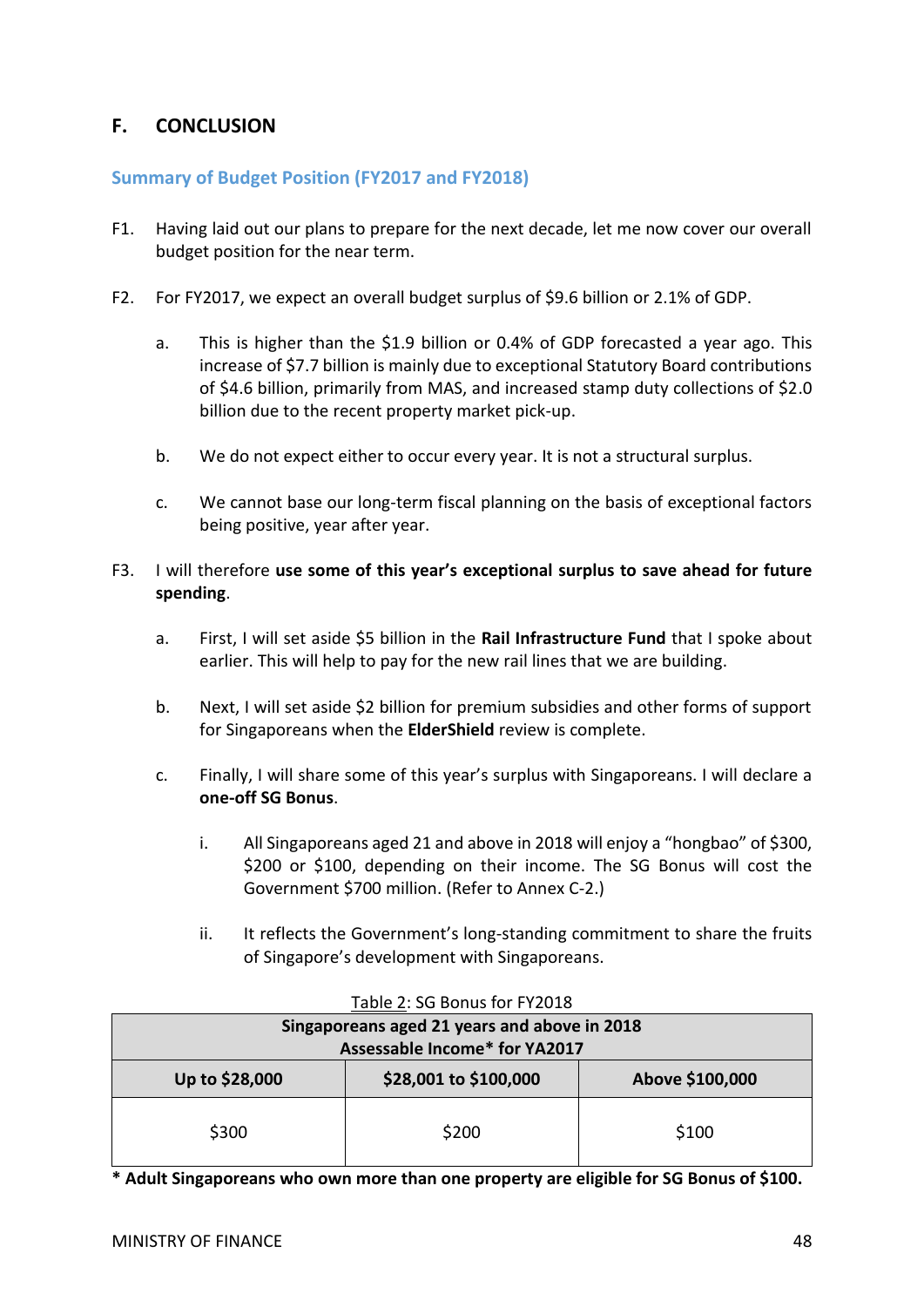## F. CONCLUSION

### Summary of Budget Position (FY2017 and FY2018)

F1. Having laid out our plans to prepare for the next decade, let me now cover our overall budget position for the near term.

F2. For FY2017, we expect an overall budget surplus of $9.6 billion or 2.1% of GDP.

a. This is higher than the $1.9 billion or 0.4% of GDP forecasted a year ago. This increase of $7.7 billion is mainly due to exceptional Statutory Board contributions of $4.6 billion, primarily from MAS, and increased stamp duty collections of $2.0 billion due to the recent property market pick-up.

b. We do not expect either to occur every year. It is not a structural surplus.

c. We cannot base our long-term fiscal planning on the basis of exceptional factors being positive, year after year.

F3. I will therefore **use some of this year's exceptional surplus to save ahead for future spending**.

a. First, I will set aside $5 billion in the **Rail Infrastructure Fund** that I spoke about earlier. This will help to pay for the new rail lines that we are building.

b. Next, I will set aside $2 billion for premium subsidies and other forms of support for Singaporeans when the **ElderShield** review is complete.

c. Finally, I will share some of this year's surplus with Singaporeans. I will declare a **one-off SG Bonus**.

i. All Singaporeans aged 21 and above in 2018 will enjoy a "hongbao" of $300, $200 or $100, depending on their income. The SG Bonus will cost the Government $700 million. (Refer to Annex C-2.)

ii. It reflects the Government's long-standing commitment to share the fruits of Singapore's development with Singaporeans.

Table 2: SG Bonus for FY2018

| Singaporeans aged 21 years and above in 2018 Assessable Income* for YA2017 | | |
|---|---|---|
| **Up to $28,000** | **$28,001 to $100,000** | **Above $100,000** |
| $300 | $200 | $100 |

**\* Adult Singaporeans who own more than one property are eligible for SG Bonus of $100.**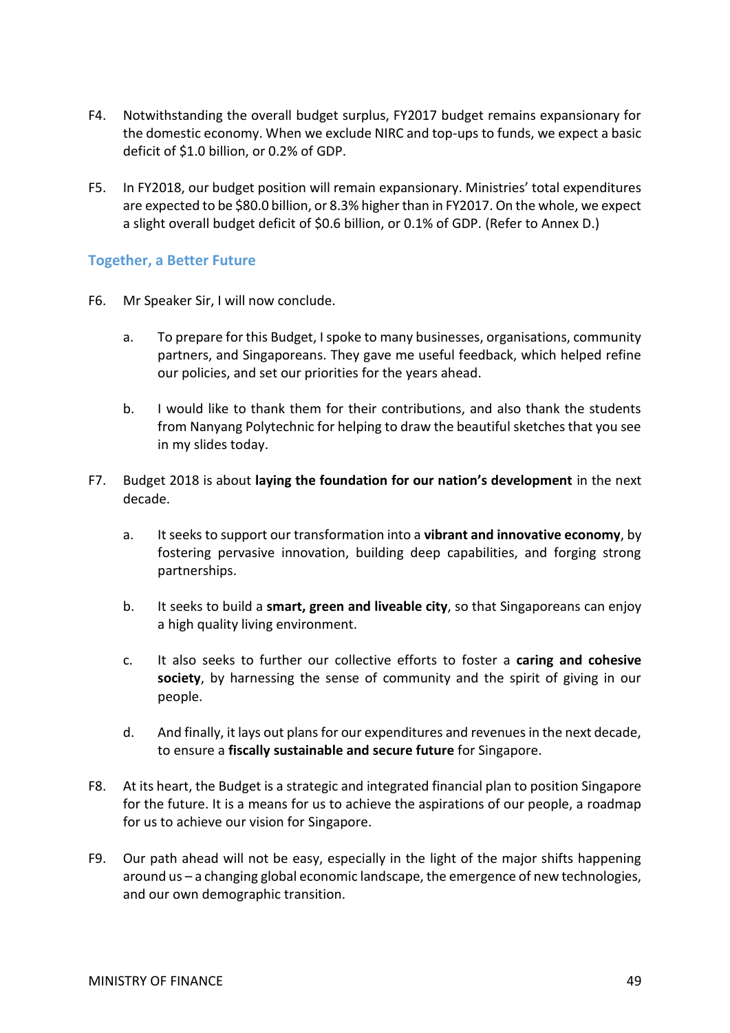F4. Notwithstanding the overall budget surplus, FY2017 budget remains expansionary for the domestic economy. When we exclude NIRC and top-ups to funds, we expect a basic deficit of $1.0 billion, or 0.2% of GDP.

F5. In FY2018, our budget position will remain expansionary. Ministries' total expenditures are expected to be $80.0 billion, or 8.3% higher than in FY2017. On the whole, we expect a slight overall budget deficit of $0.6 billion, or 0.1% of GDP. (Refer to Annex D.)

## Together, a Better Future

F6. Mr Speaker Sir, I will now conclude.

a. To prepare for this Budget, I spoke to many businesses, organisations, community partners, and Singaporeans. They gave me useful feedback, which helped refine our policies, and set our priorities for the years ahead.

b. I would like to thank them for their contributions, and also thank the students from Nanyang Polytechnic for helping to draw the beautiful sketches that you see in my slides today.

F7. Budget 2018 is about **laying the foundation for our nation's development** in the next decade.

a. It seeks to support our transformation into a **vibrant and innovative economy**, by fostering pervasive innovation, building deep capabilities, and forging strong partnerships.

b. It seeks to build a **smart, green and liveable city**, so that Singaporeans can enjoy a high quality living environment.

c. It also seeks to further our collective efforts to foster a **caring and cohesive society**, by harnessing the sense of community and the spirit of giving in our people.

d. And finally, it lays out plans for our expenditures and revenues in the next decade, to ensure a **fiscally sustainable and secure future** for Singapore.

F8. At its heart, the Budget is a strategic and integrated financial plan to position Singapore for the future. It is a means for us to achieve the aspirations of our people, a roadmap for us to achieve our vision for Singapore.

F9. Our path ahead will not be easy, especially in the light of the major shifts happening around us – a changing global economic landscape, the emergence of new technologies, and our own demographic transition.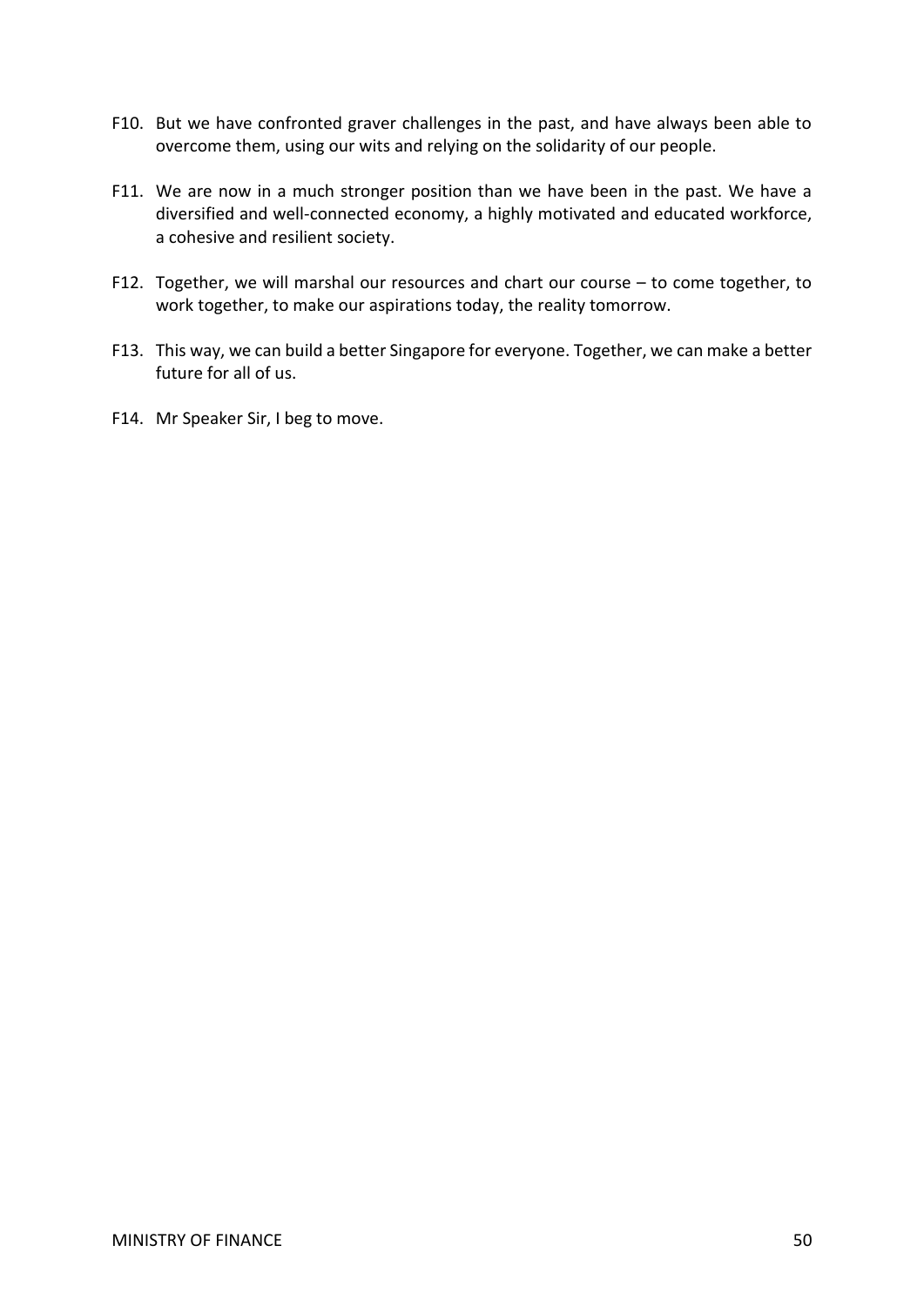F10. But we have confronted graver challenges in the past, and have always been able to overcome them, using our wits and relying on the solidarity of our people.

F11. We are now in a much stronger position than we have been in the past. We have a diversified and well-connected economy, a highly motivated and educated workforce, a cohesive and resilient society.

F12. Together, we will marshal our resources and chart our course – to come together, to work together, to make our aspirations today, the reality tomorrow.

F13. This way, we can build a better Singapore for everyone. Together, we can make a better future for all of us.

F14. Mr Speaker Sir, I beg to move.